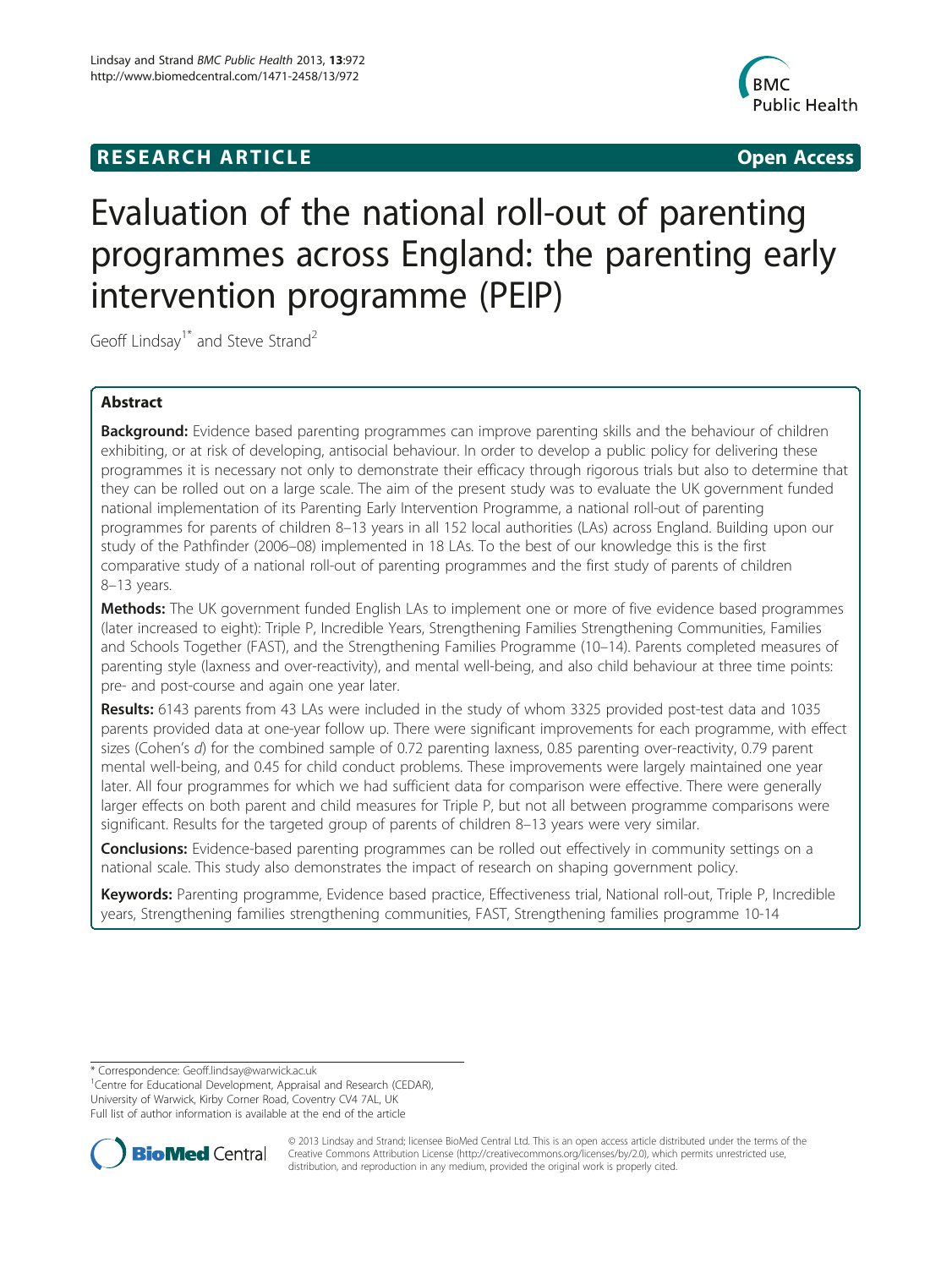**RESEARCH ARTICLE** **Open Access**

# Evaluation of the national roll-out of parenting programmes across England: the parenting early intervention programme (PEIP)

Geoff Lindsay[1*] and Steve Strand[2]

## Abstract

**Background:** Evidence based parenting programmes can improve parenting skills and the behaviour of children exhibiting, or at risk of developing, antisocial behaviour. In order to develop a public policy for delivering these programmes it is necessary not only to demonstrate their efficacy through rigorous trials but also to determine that they can be rolled out on a large scale. The aim of the present study was to evaluate the UK government funded national implementation of its Parenting Early Intervention Programme, a national roll-out of parenting programmes for parents of children 8–13 years in all 152 local authorities (LAs) across England. Building upon our study of the Pathfinder (2006–08) implemented in 18 LAs. To the best of our knowledge this is the first comparative study of a national roll-out of parenting programmes and the first study of parents of children 8–13 years.

**Methods:** The UK government funded English LAs to implement one or more of five evidence based programmes (later increased to eight): Triple P, Incredible Years, Strengthening Families Strengthening Communities, Families and Schools Together (FAST), and the Strengthening Families Programme (10–14). Parents completed measures of parenting style (laxness and over-reactivity), and mental well-being, and also child behaviour at three time points: pre- and post-course and again one year later.

**Results:** 6143 parents from 43 LAs were included in the study of whom 3325 provided post-test data and 1035 parents provided data at one-year follow up. There were significant improvements for each programme, with effect sizes (Cohen's *d*) for the combined sample of 0.72 parenting laxness, 0.85 parenting over-reactivity, 0.79 parent mental well-being, and 0.45 for child conduct problems. These improvements were largely maintained one year later. All four programmes for which we had sufficient data for comparison were effective. There were generally larger effects on both parent and child measures for Triple P, but not all between programme comparisons were significant. Results for the targeted group of parents of children 8–13 years were very similar.

**Conclusions:** Evidence-based parenting programmes can be rolled out effectively in community settings on a national scale. This study also demonstrates the impact of research on shaping government policy.

**Keywords:** Parenting programme, Evidence based practice, Effectiveness trial, National roll-out, Triple P, Incredible years, Strengthening families strengthening communities, FAST, Strengthening families programme 10-14

---

* Correspondence: Geoff.lindsay@warwick.ac.uk
[1]Centre for Educational Development, Appraisal and Research (CEDAR), University of Warwick, Kirby Corner Road, Coventry CV4 7AL, UK
Full list of author information is available at the end of the article

© 2013 Lindsay and Strand; licensee BioMed Central Ltd. This is an open access article distributed under the terms of the Creative Commons Attribution License (http://creativecommons.org/licenses/by/2.0), which permits unrestricted use, distribution, and reproduction in any medium, provided the original work is properly cited.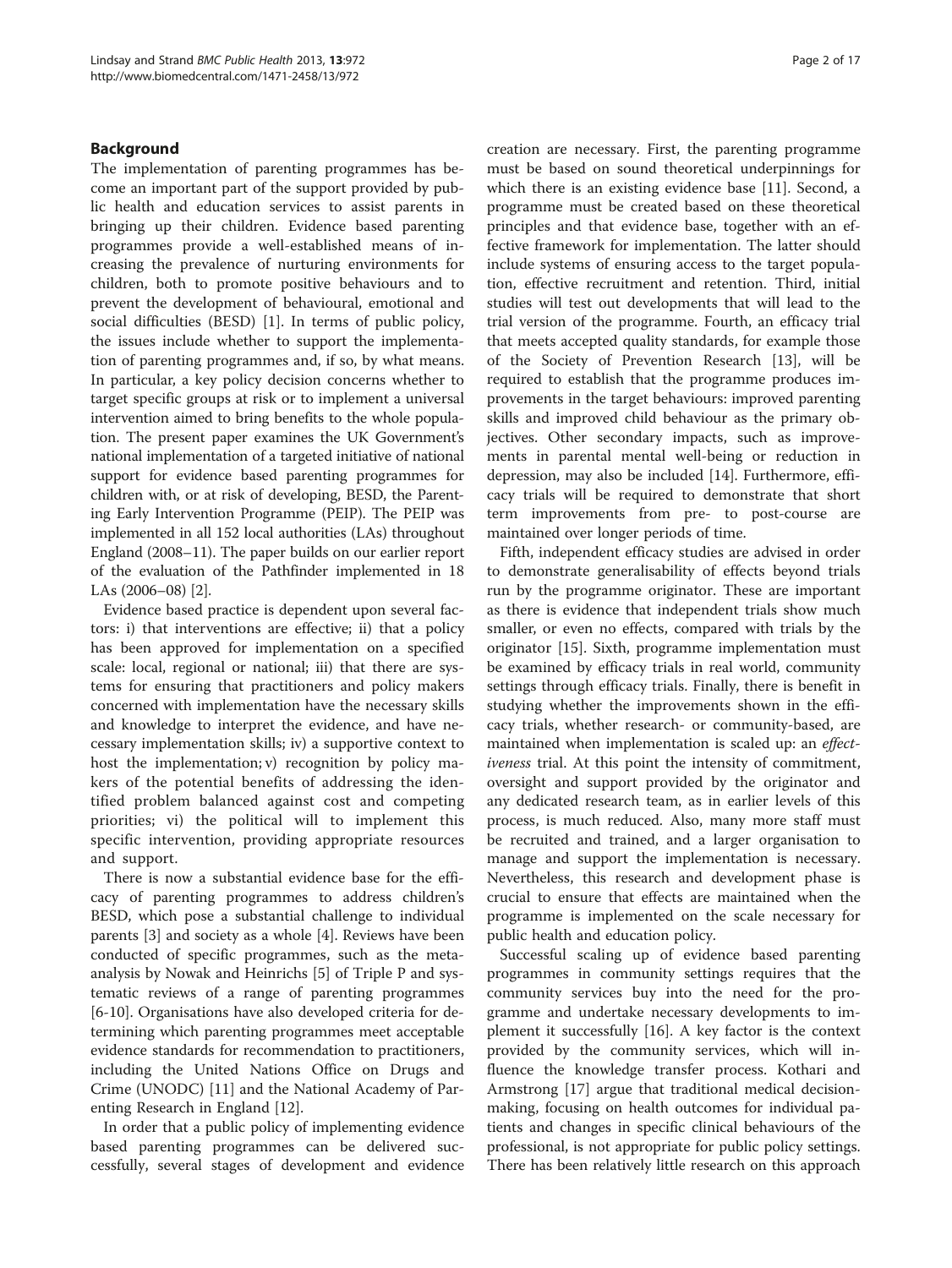## Background

The implementation of parenting programmes has become an important part of the support provided by public health and education services to assist parents in bringing up their children. Evidence based parenting programmes provide a well-established means of increasing the prevalence of nurturing environments for children, both to promote positive behaviours and to prevent the development of behavioural, emotional and social difficulties (BESD) [1]. In terms of public policy, the issues include whether to support the implementation of parenting programmes and, if so, by what means. In particular, a key policy decision concerns whether to target specific groups at risk or to implement a universal intervention aimed to bring benefits to the whole population. The present paper examines the UK Government's national implementation of a targeted initiative of national support for evidence based parenting programmes for children with, or at risk of developing, BESD, the Parenting Early Intervention Programme (PEIP). The PEIP was implemented in all 152 local authorities (LAs) throughout England (2008–11). The paper builds on our earlier report of the evaluation of the Pathfinder implemented in 18 LAs (2006–08) [2].

Evidence based practice is dependent upon several factors: i) that interventions are effective; ii) that a policy has been approved for implementation on a specified scale: local, regional or national; iii) that there are systems for ensuring that practitioners and policy makers concerned with implementation have the necessary skills and knowledge to interpret the evidence, and have necessary implementation skills; iv) a supportive context to host the implementation; v) recognition by policy makers of the potential benefits of addressing the identified problem balanced against cost and competing priorities; vi) the political will to implement this specific intervention, providing appropriate resources and support.

There is now a substantial evidence base for the efficacy of parenting programmes to address children's BESD, which pose a substantial challenge to individual parents [3] and society as a whole [4]. Reviews have been conducted of specific programmes, such as the meta-analysis by Nowak and Heinrichs [5] of Triple P and systematic reviews of a range of parenting programmes [6-10]. Organisations have also developed criteria for determining which parenting programmes meet acceptable evidence standards for recommendation to practitioners, including the United Nations Office on Drugs and Crime (UNODC) [11] and the National Academy of Parenting Research in England [12].

In order that a public policy of implementing evidence based parenting programmes can be delivered successfully, several stages of development and evidence creation are necessary. First, the parenting programme must be based on sound theoretical underpinnings for which there is an existing evidence base [11]. Second, a programme must be created based on these theoretical principles and that evidence base, together with an effective framework for implementation. The latter should include systems of ensuring access to the target population, effective recruitment and retention. Third, initial studies will test out developments that will lead to the trial version of the programme. Fourth, an efficacy trial that meets accepted quality standards, for example those of the Society of Prevention Research [13], will be required to establish that the programme produces improvements in the target behaviours: improved parenting skills and improved child behaviour as the primary objectives. Other secondary impacts, such as improvements in parental mental well-being or reduction in depression, may also be included [14]. Furthermore, efficacy trials will be required to demonstrate that short term improvements from pre- to post-course are maintained over longer periods of time.

Fifth, independent efficacy studies are advised in order to demonstrate generalisability of effects beyond trials run by the programme originator. These are important as there is evidence that independent trials show much smaller, or even no effects, compared with trials by the originator [15]. Sixth, programme implementation must be examined by efficacy trials in real world, community settings through efficacy trials. Finally, there is benefit in studying whether the improvements shown in the efficacy trials, whether research- or community-based, are maintained when implementation is scaled up: an *effectiveness* trial. At this point the intensity of commitment, oversight and support provided by the originator and any dedicated research team, as in earlier levels of this process, is much reduced. Also, many more staff must be recruited and trained, and a larger organisation to manage and support the implementation is necessary. Nevertheless, this research and development phase is crucial to ensure that effects are maintained when the programme is implemented on the scale necessary for public health and education policy.

Successful scaling up of evidence based parenting programmes in community settings requires that the community services buy into the need for the programme and undertake necessary developments to implement it successfully [16]. A key factor is the context provided by the community services, which will influence the knowledge transfer process. Kothari and Armstrong [17] argue that traditional medical decision-making, focusing on health outcomes for individual patients and changes in specific clinical behaviours of the professional, is not appropriate for public policy settings. There has been relatively little research on this approach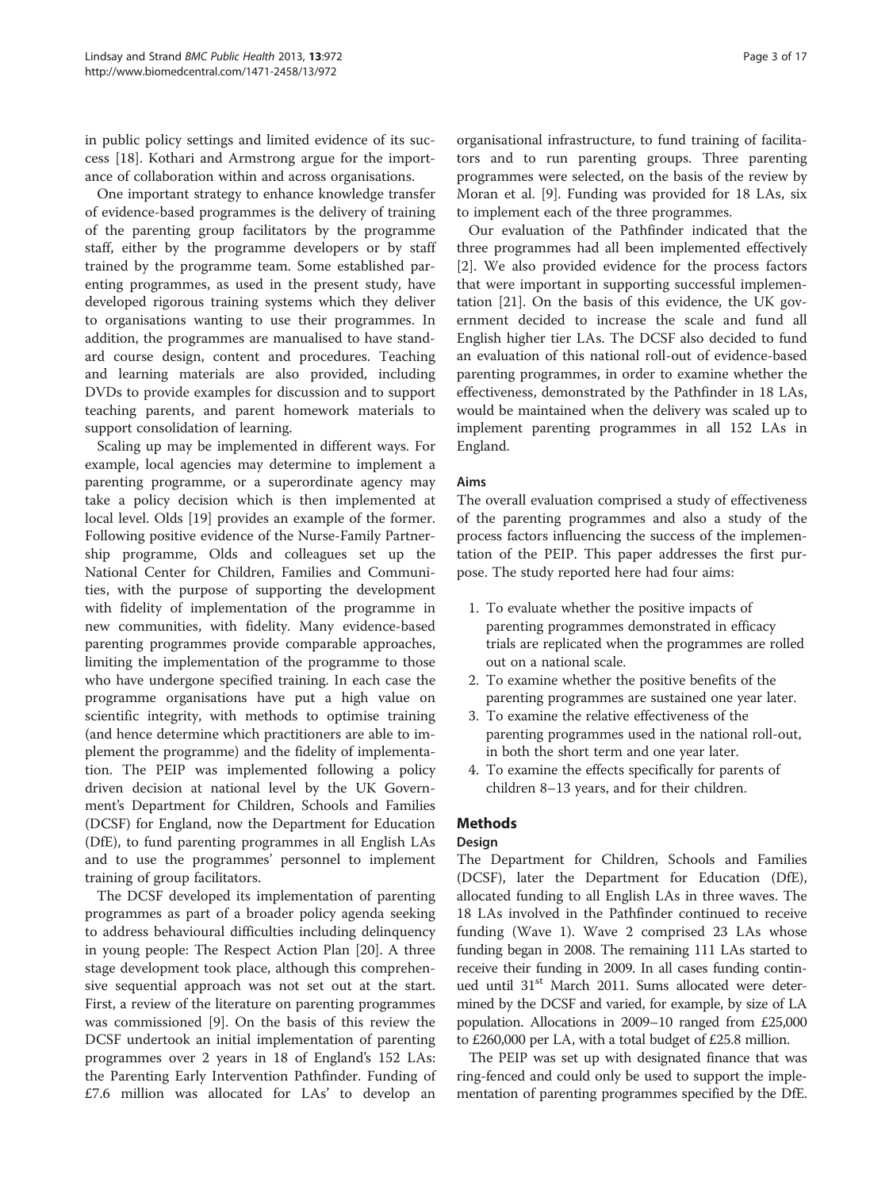in public policy settings and limited evidence of its success [18]. Kothari and Armstrong argue for the importance of collaboration within and across organisations.

One important strategy to enhance knowledge transfer of evidence-based programmes is the delivery of training of the parenting group facilitators by the programme staff, either by the programme developers or by staff trained by the programme team. Some established parenting programmes, as used in the present study, have developed rigorous training systems which they deliver to organisations wanting to use their programmes. In addition, the programmes are manualised to have standard course design, content and procedures. Teaching and learning materials are also provided, including DVDs to provide examples for discussion and to support teaching parents, and parent homework materials to support consolidation of learning.

Scaling up may be implemented in different ways. For example, local agencies may determine to implement a parenting programme, or a superordinate agency may take a policy decision which is then implemented at local level. Olds [19] provides an example of the former. Following positive evidence of the Nurse-Family Partnership programme, Olds and colleagues set up the National Center for Children, Families and Communities, with the purpose of supporting the development with fidelity of implementation of the programme in new communities, with fidelity. Many evidence-based parenting programmes provide comparable approaches, limiting the implementation of the programme to those who have undergone specified training. In each case the programme organisations have put a high value on scientific integrity, with methods to optimise training (and hence determine which practitioners are able to implement the programme) and the fidelity of implementation. The PEIP was implemented following a policy driven decision at national level by the UK Government's Department for Children, Schools and Families (DCSF) for England, now the Department for Education (DfE), to fund parenting programmes in all English LAs and to use the programmes' personnel to implement training of group facilitators.

The DCSF developed its implementation of parenting programmes as part of a broader policy agenda seeking to address behavioural difficulties including delinquency in young people: The Respect Action Plan [20]. A three stage development took place, although this comprehensive sequential approach was not set out at the start. First, a review of the literature on parenting programmes was commissioned [9]. On the basis of this review the DCSF undertook an initial implementation of parenting programmes over 2 years in 18 of England's 152 LAs: the Parenting Early Intervention Pathfinder. Funding of £7.6 million was allocated for LAs' to develop an organisational infrastructure, to fund training of facilitators and to run parenting groups. Three parenting programmes were selected, on the basis of the review by Moran et al. [9]. Funding was provided for 18 LAs, six to implement each of the three programmes.

Our evaluation of the Pathfinder indicated that the three programmes had all been implemented effectively [2]. We also provided evidence for the process factors that were important in supporting successful implementation [21]. On the basis of this evidence, the UK government decided to increase the scale and fund all English higher tier LAs. The DCSF also decided to fund an evaluation of this national roll-out of evidence-based parenting programmes, in order to examine whether the effectiveness, demonstrated by the Pathfinder in 18 LAs, would be maintained when the delivery was scaled up to implement parenting programmes in all 152 LAs in England.

### Aims

The overall evaluation comprised a study of effectiveness of the parenting programmes and also a study of the process factors influencing the success of the implementation of the PEIP. This paper addresses the first purpose. The study reported here had four aims:

1. To evaluate whether the positive impacts of parenting programmes demonstrated in efficacy trials are replicated when the programmes are rolled out on a national scale.
2. To examine whether the positive benefits of the parenting programmes are sustained one year later.
3. To examine the relative effectiveness of the parenting programmes used in the national roll-out, in both the short term and one year later.
4. To examine the effects specifically for parents of children 8–13 years, and for their children.

## Methods

### Design

The Department for Children, Schools and Families (DCSF), later the Department for Education (DfE), allocated funding to all English LAs in three waves. The 18 LAs involved in the Pathfinder continued to receive funding (Wave 1). Wave 2 comprised 23 LAs whose funding began in 2008. The remaining 111 LAs started to receive their funding in 2009. In all cases funding continued until 31st March 2011. Sums allocated were determined by the DCSF and varied, for example, by size of LA population. Allocations in 2009–10 ranged from £25,000 to £260,000 per LA, with a total budget of £25.8 million.

The PEIP was set up with designated finance that was ring-fenced and could only be used to support the implementation of parenting programmes specified by the DfE.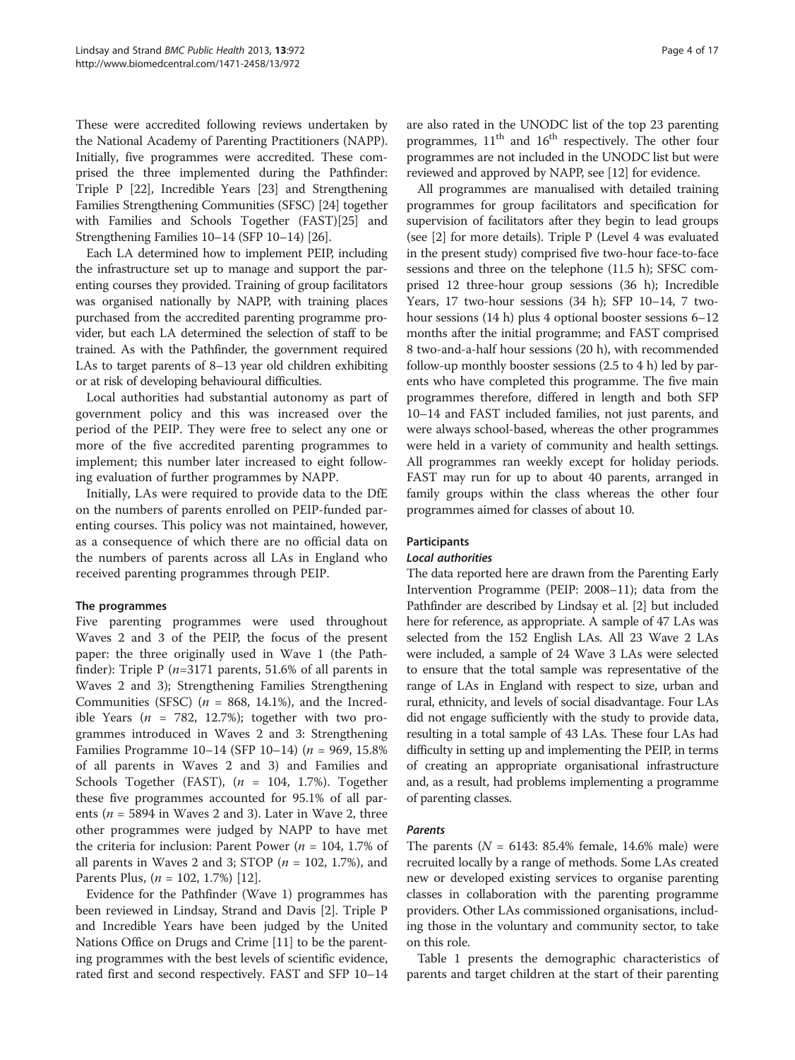These were accredited following reviews undertaken by the National Academy of Parenting Practitioners (NAPP). Initially, five programmes were accredited. These comprised the three implemented during the Pathfinder: Triple P [22], Incredible Years [23] and Strengthening Families Strengthening Communities (SFSC) [24] together with Families and Schools Together (FAST)[25] and Strengthening Families 10–14 (SFP 10–14) [26].

Each LA determined how to implement PEIP, including the infrastructure set up to manage and support the parenting courses they provided. Training of group facilitators was organised nationally by NAPP, with training places purchased from the accredited parenting programme provider, but each LA determined the selection of staff to be trained. As with the Pathfinder, the government required LAs to target parents of 8–13 year old children exhibiting or at risk of developing behavioural difficulties.

Local authorities had substantial autonomy as part of government policy and this was increased over the period of the PEIP. They were free to select any one or more of the five accredited parenting programmes to implement; this number later increased to eight following evaluation of further programmes by NAPP.

Initially, LAs were required to provide data to the DfE on the numbers of parents enrolled on PEIP-funded parenting courses. This policy was not maintained, however, as a consequence of which there are no official data on the numbers of parents across all LAs in England who received parenting programmes through PEIP.

### The programmes

Five parenting programmes were used throughout Waves 2 and 3 of the PEIP, the focus of the present paper: the three originally used in Wave 1 (the Pathfinder): Triple P (*n*=3171 parents, 51.6% of all parents in Waves 2 and 3); Strengthening Families Strengthening Communities (SFSC) (*n* = 868, 14.1%), and the Incredible Years (*n* = 782, 12.7%); together with two programmes introduced in Waves 2 and 3: Strengthening Families Programme 10–14 (SFP 10–14) (*n* = 969, 15.8% of all parents in Waves 2 and 3) and Families and Schools Together (FAST), (*n* = 104, 1.7%). Together these five programmes accounted for 95.1% of all parents (*n* = 5894 in Waves 2 and 3). Later in Wave 2, three other programmes were judged by NAPP to have met the criteria for inclusion: Parent Power (*n* = 104, 1.7% of all parents in Waves 2 and 3; STOP (*n* = 102, 1.7%), and Parents Plus, (*n* = 102, 1.7%) [12].

Evidence for the Pathfinder (Wave 1) programmes has been reviewed in Lindsay, Strand and Davis [2]. Triple P and Incredible Years have been judged by the United Nations Office on Drugs and Crime [11] to be the parenting programmes with the best levels of scientific evidence, rated first and second respectively. FAST and SFP 10–14 are also rated in the UNODC list of the top 23 parenting programmes, 11th and 16th respectively. The other four programmes are not included in the UNODC list but were reviewed and approved by NAPP, see [12] for evidence.

All programmes are manualised with detailed training programmes for group facilitators and specification for supervision of facilitators after they begin to lead groups (see [2] for more details). Triple P (Level 4 was evaluated in the present study) comprised five two-hour face-to-face sessions and three on the telephone (11.5 h); SFSC comprised 12 three-hour group sessions (36 h); Incredible Years, 17 two-hour sessions (34 h); SFP 10–14, 7 two-hour sessions (14 h) plus 4 optional booster sessions 6–12 months after the initial programme; and FAST comprised 8 two-and-a-half hour sessions (20 h), with recommended follow-up monthly booster sessions (2.5 to 4 h) led by parents who have completed this programme. The five main programmes therefore, differed in length and both SFP 10–14 and FAST included families, not just parents, and were always school-based, whereas the other programmes were held in a variety of community and health settings. All programmes ran weekly except for holiday periods. FAST may run for up to about 40 parents, arranged in family groups within the class whereas the other four programmes aimed for classes of about 10.

### Participants

#### *Local authorities*

The data reported here are drawn from the Parenting Early Intervention Programme (PEIP: 2008–11); data from the Pathfinder are described by Lindsay et al. [2] but included here for reference, as appropriate. A sample of 47 LAs was selected from the 152 English LAs. All 23 Wave 2 LAs were included, a sample of 24 Wave 3 LAs were selected to ensure that the total sample was representative of the range of LAs in England with respect to size, urban and rural, ethnicity, and levels of social disadvantage. Four LAs did not engage sufficiently with the study to provide data, resulting in a total sample of 43 LAs. These four LAs had difficulty in setting up and implementing the PEIP, in terms of creating an appropriate organisational infrastructure and, as a result, had problems implementing a programme of parenting classes.

#### *Parents*

The parents (*N* = 6143: 85.4% female, 14.6% male) were recruited locally by a range of methods. Some LAs created new or developed existing services to organise parenting classes in collaboration with the parenting programme providers. Other LAs commissioned organisations, including those in the voluntary and community sector, to take on this role.

Table 1 presents the demographic characteristics of parents and target children at the start of their parenting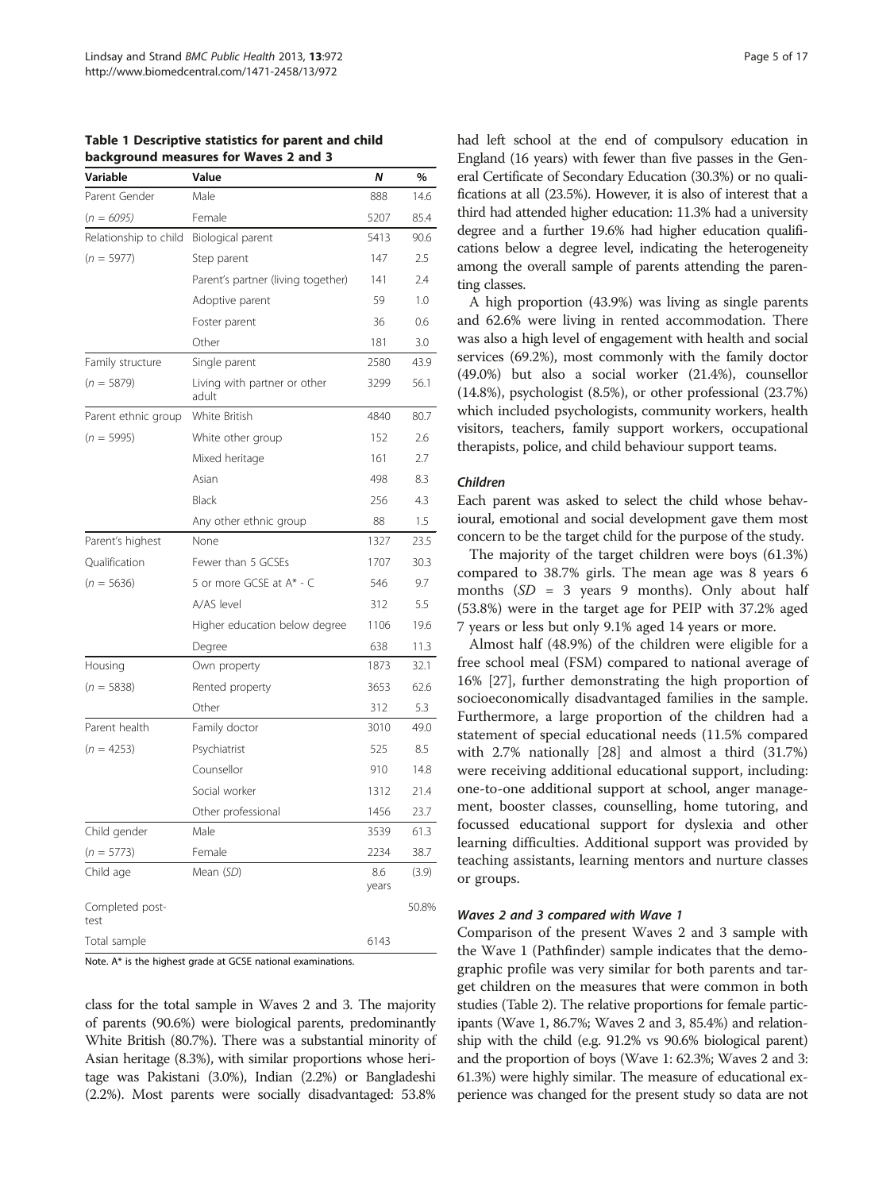**Table 1 Descriptive statistics for parent and child background measures for Waves 2 and 3**

| Variable | Value | N | % |
|---|---|---|---|
| Parent Gender | Male | 888 | 14.6 |
| (n = 6095) | Female | 5207 | 85.4 |
| Relationship to child | Biological parent | 5413 | 90.6 |
| (n = 5977) | Step parent | 147 | 2.5 |
| | Parent's partner (living together) | 141 | 2.4 |
| | Adoptive parent | 59 | 1.0 |
| | Foster parent | 36 | 0.6 |
| | Other | 181 | 3.0 |
| Family structure | Single parent | 2580 | 43.9 |
| (n = 5879) | Living with partner or other adult | 3299 | 56.1 |
| Parent ethnic group | White British | 4840 | 80.7 |
| (n = 5995) | White other group | 152 | 2.6 |
| | Mixed heritage | 161 | 2.7 |
| | Asian | 498 | 8.3 |
| | Black | 256 | 4.3 |
| | Any other ethnic group | 88 | 1.5 |
| Parent's highest | None | 1327 | 23.5 |
| Qualification | Fewer than 5 GCSEs | 1707 | 30.3 |
| (n = 5636) | 5 or more GCSE at A* - C | 546 | 9.7 |
| | A/AS level | 312 | 5.5 |
| | Higher education below degree | 1106 | 19.6 |
| | Degree | 638 | 11.3 |
| Housing | Own property | 1873 | 32.1 |
| (n = 5838) | Rented property | 3653 | 62.6 |
| | Other | 312 | 5.3 |
| Parent health | Family doctor | 3010 | 49.0 |
| (n = 4253) | Psychiatrist | 525 | 8.5 |
| | Counsellor | 910 | 14.8 |
| | Social worker | 1312 | 21.4 |
| | Other professional | 1456 | 23.7 |
| Child gender | Male | 3539 | 61.3 |
| (n = 5773) | Female | 2234 | 38.7 |
| Child age | Mean (SD) | 8.6 years | (3.9) |
| Completed post-test | | | 50.8% |
| Total sample | | 6143 | |

Note. A* is the highest grade at GCSE national examinations.

class for the total sample in Waves 2 and 3. The majority of parents (90.6%) were biological parents, predominantly White British (80.7%). There was a substantial minority of Asian heritage (8.3%), with similar proportions whose heritage was Pakistani (3.0%), Indian (2.2%) or Bangladeshi (2.2%). Most parents were socially disadvantaged: 53.8% had left school at the end of compulsory education in England (16 years) with fewer than five passes in the General Certificate of Secondary Education (30.3%) or no qualifications at all (23.5%). However, it is also of interest that a third had attended higher education: 11.3% had a university degree and a further 19.6% had higher education qualifications below a degree level, indicating the heterogeneity among the overall sample of parents attending the parenting classes.

A high proportion (43.9%) was living as single parents and 62.6% were living in rented accommodation. There was also a high level of engagement with health and social services (69.2%), most commonly with the family doctor (49.0%) but also a social worker (21.4%), counsellor (14.8%), psychologist (8.5%), or other professional (23.7%) which included psychologists, community workers, health visitors, teachers, family support workers, occupational therapists, police, and child behaviour support teams.

#### *Children*

Each parent was asked to select the child whose behavioural, emotional and social development gave them most concern to be the target child for the purpose of the study.

The majority of the target children were boys (61.3%) compared to 38.7% girls. The mean age was 8 years 6 months (*SD* = 3 years 9 months). Only about half (53.8%) were in the target age for PEIP with 37.2% aged 7 years or less but only 9.1% aged 14 years or more.

Almost half (48.9%) of the children were eligible for a free school meal (FSM) compared to national average of 16% [27], further demonstrating the high proportion of socioeconomically disadvantaged families in the sample. Furthermore, a large proportion of the children had a statement of special educational needs (11.5% compared with 2.7% nationally [28] and almost a third (31.7%) were receiving additional educational support, including: one-to-one additional support at school, anger management, booster classes, counselling, home tutoring, and focussed educational support for dyslexia and other learning difficulties. Additional support was provided by teaching assistants, learning mentors and nurture classes or groups.

#### *Waves 2 and 3 compared with Wave 1*

Comparison of the present Waves 2 and 3 sample with the Wave 1 (Pathfinder) sample indicates that the demographic profile was very similar for both parents and target children on the measures that were common in both studies (Table 2). The relative proportions for female participants (Wave 1, 86.7%; Waves 2 and 3, 85.4%) and relationship with the child (e.g. 91.2% vs 90.6% biological parent) and the proportion of boys (Wave 1: 62.3%; Waves 2 and 3: 61.3%) were highly similar. The measure of educational experience was changed for the present study so data are not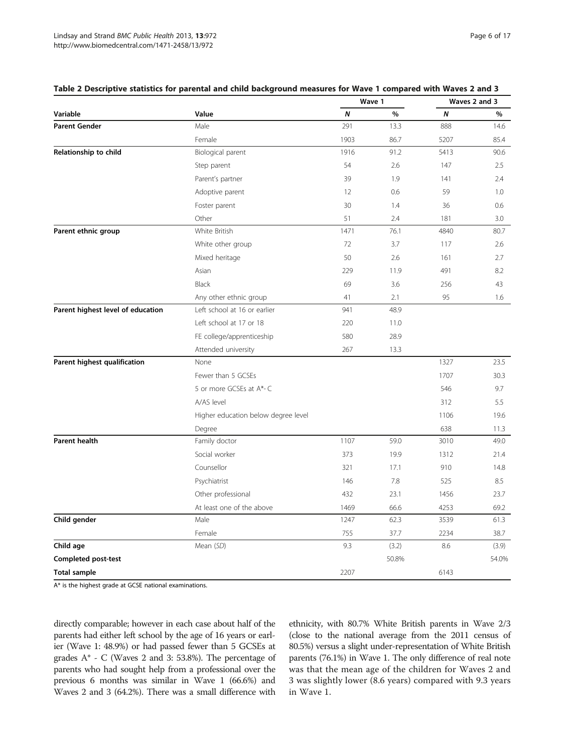**Table 2 Descriptive statistics for parental and child background measures for Wave 1 compared with Waves 2 and 3**

| Variable | Value | Wave 1 | | Waves 2 and 3 | |
|---|---|---|---|---|---|
| | | *N* | % | *N* | % |
| **Parent Gender** | Male | 291 | 13.3 | 888 | 14.6 |
| | Female | 1903 | 86.7 | 5207 | 85.4 |
| **Relationship to child** | Biological parent | 1916 | 91.2 | 5413 | 90.6 |
| | Step parent | 54 | 2.6 | 147 | 2.5 |
| | Parent's partner | 39 | 1.9 | 141 | 2.4 |
| | Adoptive parent | 12 | 0.6 | 59 | 1.0 |
| | Foster parent | 30 | 1.4 | 36 | 0.6 |
| | Other | 51 | 2.4 | 181 | 3.0 |
| **Parent ethnic group** | White British | 1471 | 76.1 | 4840 | 80.7 |
| | White other group | 72 | 3.7 | 117 | 2.6 |
| | Mixed heritage | 50 | 2.6 | 161 | 2.7 |
| | Asian | 229 | 11.9 | 491 | 8.2 |
| | Black | 69 | 3.6 | 256 | 43 |
| | Any other ethnic group | 41 | 2.1 | 95 | 1.6 |
| **Parent highest level of education** | Left school at 16 or earlier | 941 | 48.9 | | |
| | Left school at 17 or 18 | 220 | 11.0 | | |
| | FE college/apprenticeship | 580 | 28.9 | | |
| | Attended university | 267 | 13.3 | | |
| **Parent highest qualification** | None | | | 1327 | 23.5 |
| | Fewer than 5 GCSEs | | | 1707 | 30.3 |
| | 5 or more GCSEs at A*- C | | | 546 | 9.7 |
| | A/AS level | | | 312 | 5.5 |
| | Higher education below degree level | | | 1106 | 19.6 |
| | Degree | | | 638 | 11.3 |
| **Parent health** | Family doctor | 1107 | 59.0 | 3010 | 49.0 |
| | Social worker | 373 | 19.9 | 1312 | 21.4 |
| | Counsellor | 321 | 17.1 | 910 | 14.8 |
| | Psychiatrist | 146 | 7.8 | 525 | 8.5 |
| | Other professional | 432 | 23.1 | 1456 | 23.7 |
| | At least one of the above | 1469 | 66.6 | 4253 | 69.2 |
| **Child gender** | Male | 1247 | 62.3 | 3539 | 61.3 |
| | Female | 755 | 37.7 | 2234 | 38.7 |
| **Child age** | Mean (*SD*) | 9.3 | (3.2) | 8.6 | (3.9) |
| **Completed post-test** | | | 50.8% | | 54.0% |
| **Total sample** | | 2207 | | 6143 | |

A* is the highest grade at GCSE national examinations.

directly comparable; however in each case about half of the parents had either left school by the age of 16 years or earlier (Wave 1: 48.9%) or had passed fewer than 5 GCSEs at grades A* - C (Waves 2 and 3: 53.8%). The percentage of parents who had sought help from a professional over the previous 6 months was similar in Wave 1 (66.6%) and Waves 2 and 3 (64.2%). There was a small difference with ethnicity, with 80.7% White British parents in Wave 2/3 (close to the national average from the 2011 census of 80.5%) versus a slight under-representation of White British parents (76.1%) in Wave 1. The only difference of real note was that the mean age of the children for Waves 2 and 3 was slightly lower (8.6 years) compared with 9.3 years in Wave 1.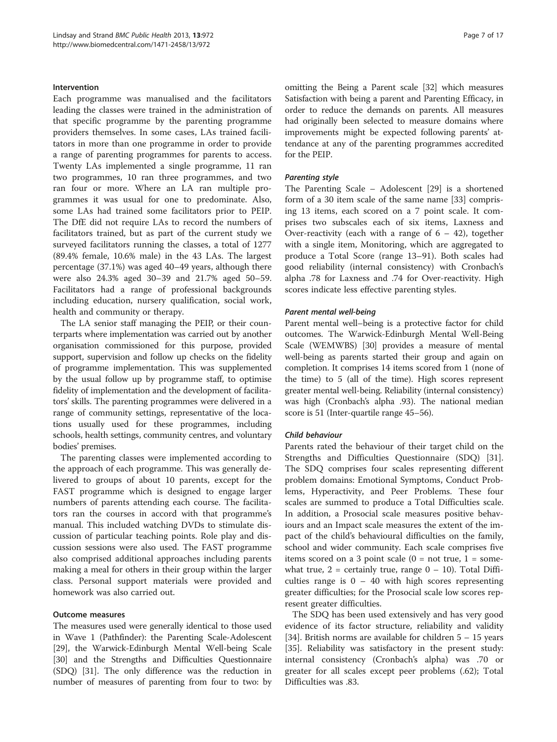### Intervention

Each programme was manualised and the facilitators leading the classes were trained in the administration of that specific programme by the parenting programme providers themselves. In some cases, LAs trained facilitators in more than one programme in order to provide a range of parenting programmes for parents to access. Twenty LAs implemented a single programme, 11 ran two programmes, 10 ran three programmes, and two ran four or more. Where an LA ran multiple programmes it was usual for one to predominate. Also, some LAs had trained some facilitators prior to PEIP. The DfE did not require LAs to record the numbers of facilitators trained, but as part of the current study we surveyed facilitators running the classes, a total of 1277 (89.4% female, 10.6% male) in the 43 LAs. The largest percentage (37.1%) was aged 40–49 years, although there were also 24.3% aged 30–39 and 21.7% aged 50–59. Facilitators had a range of professional backgrounds including education, nursery qualification, social work, health and community or therapy.

The LA senior staff managing the PEIP, or their counterparts where implementation was carried out by another organisation commissioned for this purpose, provided support, supervision and follow up checks on the fidelity of programme implementation. This was supplemented by the usual follow up by programme staff, to optimise fidelity of implementation and the development of facilitators' skills. The parenting programmes were delivered in a range of community settings, representative of the locations usually used for these programmes, including schools, health settings, community centres, and voluntary bodies' premises.

The parenting classes were implemented according to the approach of each programme. This was generally delivered to groups of about 10 parents, except for the FAST programme which is designed to engage larger numbers of parents attending each course. The facilitators ran the courses in accord with that programme's manual. This included watching DVDs to stimulate discussion of particular teaching points. Role play and discussion sessions were also used. The FAST programme also comprised additional approaches including parents making a meal for others in their group within the larger class. Personal support materials were provided and homework was also carried out.

### Outcome measures

The measures used were generally identical to those used in Wave 1 (Pathfinder): the Parenting Scale-Adolescent [29], the Warwick-Edinburgh Mental Well-being Scale [30] and the Strengths and Difficulties Questionnaire (SDQ) [31]. The only difference was the reduction in number of measures of parenting from four to two: by omitting the Being a Parent scale [32] which measures Satisfaction with being a parent and Parenting Efficacy, in order to reduce the demands on parents. All measures had originally been selected to measure domains where improvements might be expected following parents' attendance at any of the parenting programmes accredited for the PEIP.

#### *Parenting style*

The Parenting Scale – Adolescent [29] is a shortened form of a 30 item scale of the same name [33] comprising 13 items, each scored on a 7 point scale. It comprises two subscales each of six items, Laxness and Over-reactivity (each with a range of 6 – 42), together with a single item, Monitoring, which are aggregated to produce a Total Score (range 13–91). Both scales had good reliability (internal consistency) with Cronbach's alpha .78 for Laxness and .74 for Over-reactivity. High scores indicate less effective parenting styles.

#### *Parent mental well-being*

Parent mental well–being is a protective factor for child outcomes. The Warwick-Edinburgh Mental Well-Being Scale (WEMWBS) [30] provides a measure of mental well-being as parents started their group and again on completion. It comprises 14 items scored from 1 (none of the time) to 5 (all of the time). High scores represent greater mental well-being. Reliability (internal consistency) was high (Cronbach's alpha .93). The national median score is 51 (Inter-quartile range 45–56).

#### *Child behaviour*

Parents rated the behaviour of their target child on the Strengths and Difficulties Questionnaire (SDQ) [31]. The SDQ comprises four scales representing different problem domains: Emotional Symptoms, Conduct Problems, Hyperactivity, and Peer Problems. These four scales are summed to produce a Total Difficulties scale. In addition, a Prosocial scale measures positive behaviours and an Impact scale measures the extent of the impact of the child's behavioural difficulties on the family, school and wider community. Each scale comprises five items scored on a 3 point scale (0 = not true, 1 = somewhat true, 2 = certainly true, range 0 – 10). Total Difficulties range is 0 – 40 with high scores representing greater difficulties; for the Prosocial scale low scores represent greater difficulties.

The SDQ has been used extensively and has very good evidence of its factor structure, reliability and validity [34]. British norms are available for children 5 – 15 years [35]. Reliability was satisfactory in the present study: internal consistency (Cronbach's alpha) was .70 or greater for all scales except peer problems (.62); Total Difficulties was .83.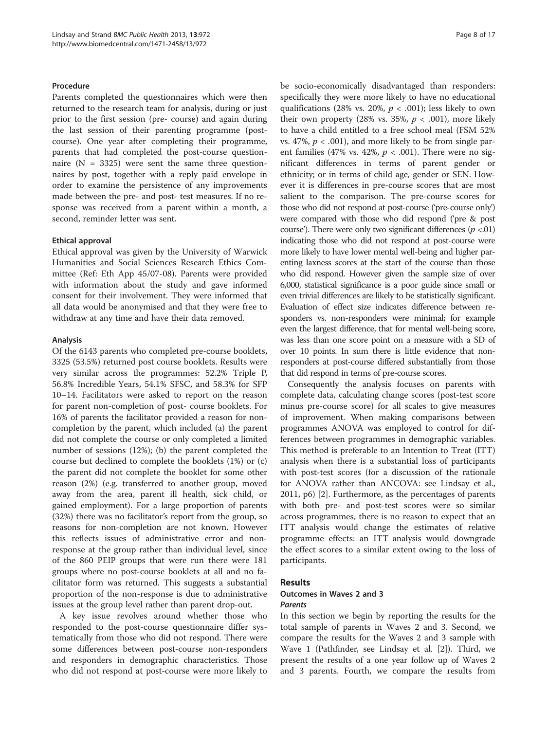### Procedure

Parents completed the questionnaires which were then returned to the research team for analysis, during or just prior to the first session (pre- course) and again during the last session of their parenting programme (post-course). One year after completing their programme, parents that had completed the post-course questionnaire (N = 3325) were sent the same three questionnaires by post, together with a reply paid envelope in order to examine the persistence of any improvements made between the pre- and post- test measures. If no response was received from a parent within a month, a second, reminder letter was sent.

### Ethical approval

Ethical approval was given by the University of Warwick Humanities and Social Sciences Research Ethics Committee (Ref: Eth App 45/07-08). Parents were provided with information about the study and gave informed consent for their involvement. They were informed that all data would be anonymised and that they were free to withdraw at any time and have their data removed.

### Analysis

Of the 6143 parents who completed pre-course booklets, 3325 (53.5%) returned post course booklets. Results were very similar across the programmes: 52.2% Triple P, 56.8% Incredible Years, 54.1% SFSC, and 58.3% for SFP 10–14. Facilitators were asked to report on the reason for parent non-completion of post- course booklets. For 16% of parents the facilitator provided a reason for non-completion by the parent, which included (a) the parent did not complete the course or only completed a limited number of sessions (12%); (b) the parent completed the course but declined to complete the booklets (1%) or (c) the parent did not complete the booklet for some other reason (2%) (e.g. transferred to another group, moved away from the area, parent ill health, sick child, or gained employment). For a large proportion of parents (32%) there was no facilitator's report from the group, so reasons for non-completion are not known. However this reflects issues of administrative error and non-response at the group rather than individual level, since of the 860 PEIP groups that were run there were 181 groups where no post-course booklets at all and no facilitator form was returned. This suggests a substantial proportion of the non-response is due to administrative issues at the group level rather than parent drop-out.

A key issue revolves around whether those who responded to the post-course questionnaire differ systematically from those who did not respond. There were some differences between post-course non-responders and responders in demographic characteristics. Those who did not respond at post-course were more likely to be socio-economically disadvantaged than responders: specifically they were more likely to have no educational qualifications (28% vs. 20%, $p < .001$); less likely to own their own property (28% vs. 35%, $p < .001$), more likely to have a child entitled to a free school meal (FSM 52% vs. 47%, $p < .001$), and more likely to be from single parent families (47% vs. 42%, $p < .001$). There were no significant differences in terms of parent gender or ethnicity; or in terms of child age, gender or SEN. However it is differences in pre-course scores that are most salient to the comparison. The pre-course scores for those who did not respond at post-course ('pre-course only') were compared with those who did respond ('pre & post course'). There were only two significant differences ($p < .01$) indicating those who did not respond at post-course were more likely to have lower mental well-being and higher parenting laxness scores at the start of the course than those who did respond. However given the sample size of over 6,000, statistical significance is a poor guide since small or even trivial differences are likely to be statistically significant. Evaluation of effect size indicates difference between responders vs. non-responders were minimal; for example even the largest difference, that for mental well-being score, was less than one score point on a measure with a SD of over 10 points. In sum there is little evidence that non-responders at post-course differed substantially from those that did respond in terms of pre-course scores.

Consequently the analysis focuses on parents with complete data, calculating change scores (post-test score minus pre-course score) for all scales to give measures of improvement. When making comparisons between programmes ANOVA was employed to control for differences between programmes in demographic variables. This method is preferable to an Intention to Treat (ITT) analysis when there is a substantial loss of participants with post-test scores (for a discussion of the rationale for ANOVA rather than ANCOVA: see Lindsay et al., 2011, p6) [2]. Furthermore, as the percentages of parents with both pre- and post-test scores were so similar across programmes, there is no reason to expect that an ITT analysis would change the estimates of relative programme effects: an ITT analysis would downgrade the effect scores to a similar extent owing to the loss of participants.

## Results

### Outcomes in Waves 2 and 3

#### *Parents*

In this section we begin by reporting the results for the total sample of parents in Waves 2 and 3. Second, we compare the results for the Waves 2 and 3 sample with Wave 1 (Pathfinder, see Lindsay et al. [2]). Third, we present the results of a one year follow up of Waves 2 and 3 parents. Fourth, we compare the results from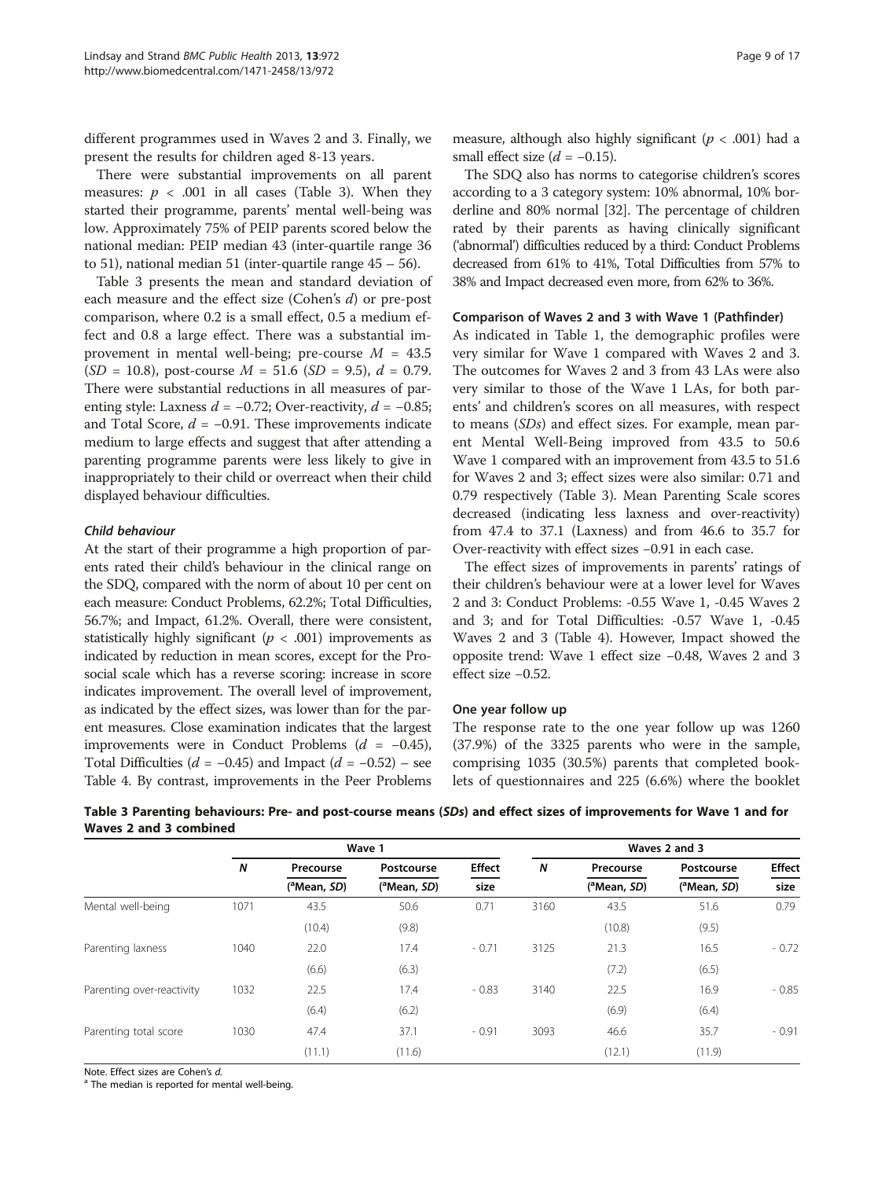different programmes used in Waves 2 and 3. Finally, we present the results for children aged 8-13 years.

There were substantial improvements on all parent measures: $p < .001$ in all cases (Table 3). When they started their programme, parents' mental well-being was low. Approximately 75% of PEIP parents scored below the national median: PEIP median 43 (inter-quartile range 36 to 51), national median 51 (inter-quartile range 45 – 56).

Table 3 presents the mean and standard deviation of each measure and the effect size (Cohen's *d*) or pre-post comparison, where 0.2 is a small effect, 0.5 a medium effect and 0.8 a large effect. There was a substantial improvement in mental well-being; pre-course $M = 43.5$ ($SD = 10.8$), post-course $M = 51.6$ ($SD = 9.5$), $d = 0.79$. There were substantial reductions in all measures of parenting style: Laxness $d = -0.72$; Over-reactivity, $d = -0.85$; and Total Score, $d = -0.91$. These improvements indicate medium to large effects and suggest that after attending a parenting programme parents were less likely to give in inappropriately to their child or overreact when their child displayed behaviour difficulties.

#### *Child behaviour*

At the start of their programme a high proportion of parents rated their child's behaviour in the clinical range on the SDQ, compared with the norm of about 10 per cent on each measure: Conduct Problems, 62.2%; Total Difficulties, 56.7%; and Impact, 61.2%. Overall, there were consistent, statistically highly significant ($p < .001$) improvements as indicated by reduction in mean scores, except for the Pro-social scale which has a reverse scoring: increase in score indicates improvement. The overall level of improvement, as indicated by the effect sizes, was lower than for the parent measures. Close examination indicates that the largest improvements were in Conduct Problems ($d = -0.45$), Total Difficulties ($d = -0.45$) and Impact ($d = -0.52$) – see Table 4. By contrast, improvements in the Peer Problems measure, although also highly significant ($p < .001$) had a small effect size ($d = -0.15$).

The SDQ also has norms to categorise children's scores according to a 3 category system: 10% abnormal, 10% borderline and 80% normal [32]. The percentage of children rated by their parents as having clinically significant ('abnormal') difficulties reduced by a third: Conduct Problems decreased from 61% to 41%, Total Difficulties from 57% to 38% and Impact decreased even more, from 62% to 36%.

### Comparison of Waves 2 and 3 with Wave 1 (Pathfinder)

As indicated in Table 1, the demographic profiles were very similar for Wave 1 compared with Waves 2 and 3. The outcomes for Waves 2 and 3 from 43 LAs were also very similar to those of the Wave 1 LAs, for both parents' and children's scores on all measures, with respect to means (*SDs*) and effect sizes. For example, mean parent Mental Well-Being improved from 43.5 to 50.6 Wave 1 compared with an improvement from 43.5 to 51.6 for Waves 2 and 3; effect sizes were also similar: 0.71 and 0.79 respectively (Table 3). Mean Parenting Scale scores decreased (indicating less laxness and over-reactivity) from 47.4 to 37.1 (Laxness) and from 46.6 to 35.7 for Over-reactivity with effect sizes −0.91 in each case.

The effect sizes of improvements in parents' ratings of their children's behaviour were at a lower level for Waves 2 and 3: Conduct Problems: -0.55 Wave 1, -0.45 Waves 2 and 3; and for Total Difficulties: -0.57 Wave 1, -0.45 Waves 2 and 3 (Table 4). However, Impact showed the opposite trend: Wave 1 effect size −0.48, Waves 2 and 3 effect size −0.52.

### One year follow up

The response rate to the one year follow up was 1260 (37.9%) of the 3325 parents who were in the sample, comprising 1035 (30.5%) parents that completed booklets of questionnaires and 225 (6.6%) where the booklet

**Table 3 Parenting behaviours: Pre- and post-course means (*SDs*) and effect sizes of improvements for Wave 1 and for Waves 2 and 3 combined**

| | Wave 1 | | | | Waves 2 and 3 | | | |
|---|---|---|---|---|---|---|---|---|
| | *N* | Precourse ([a]Mean, *SD*) | Postcourse ([a]Mean, *SD*) | Effect size | *N* | Precourse ([a]Mean, *SD*) | Postcourse ([a]Mean, *SD*) | Effect size |
| Mental well-being | 1071 | 43.5 | 50.6 | 0.71 | 3160 | 43.5 | 51.6 | 0.79 |
| | | (10.4) | (9.8) | | | (10.8) | (9.5) | |
| Parenting laxness | 1040 | 22.0 | 17.4 | - 0.71 | 3125 | 21.3 | 16.5 | - 0.72 |
| | | (6.6) | (6.3) | | | (7.2) | (6.5) | |
| Parenting over-reactivity | 1032 | 22.5 | 17.4 | - 0.83 | 3140 | 22.5 | 16.9 | - 0.85 |
| | | (6.4) | (6.2) | | | (6.9) | (6.4) | |
| Parenting total score | 1030 | 47.4 | 37.1 | - 0.91 | 3093 | 46.6 | 35.7 | - 0.91 |
| | | (11.1) | (11.6) | | | (12.1) | (11.9) | |

Note. Effect sizes are Cohen's *d*.
[a] The median is reported for mental well-being.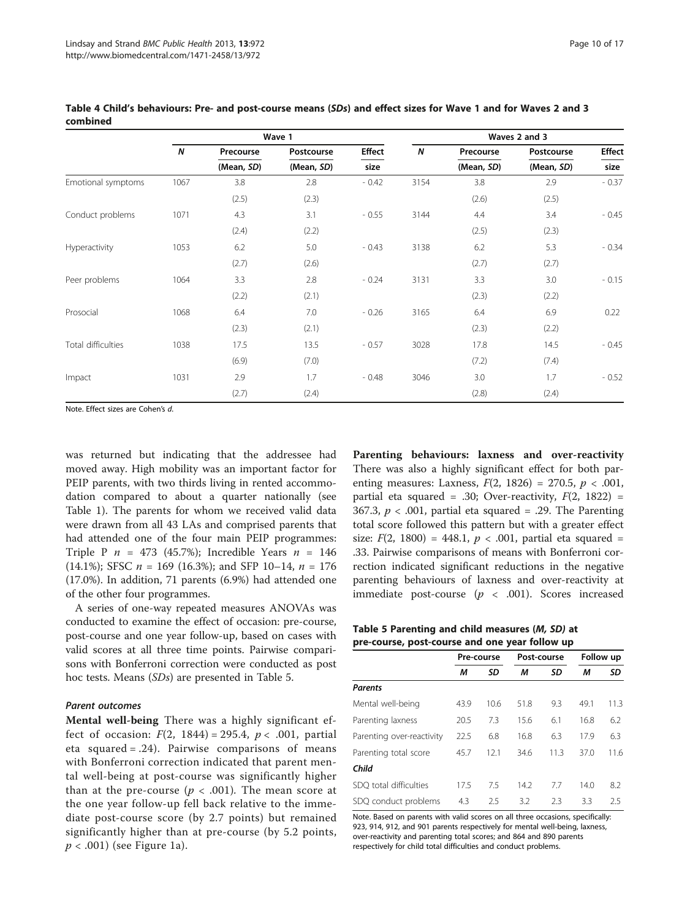**Table 4 Child's behaviours: Pre- and post-course means (*SDs*) and effect sizes for Wave 1 and for Waves 2 and 3 combined**

| | Wave 1 | | | | Waves 2 and 3 | | | |
|---|---|---|---|---|---|---|---|---|
| | *N* | Precourse (Mean, *SD*) | Postcourse (Mean, *SD*) | Effect size | *N* | Precourse (Mean, *SD*) | Postcourse (Mean, *SD*) | Effect size |
| Emotional symptoms | 1067 | 3.8 (2.5) | 2.8 (2.3) | - 0.42 | 3154 | 3.8 (2.6) | 2.9 (2.5) | - 0.37 |
| Conduct problems | 1071 | 4.3 (2.4) | 3.1 (2.2) | - 0.55 | 3144 | 4.4 (2.5) | 3.4 (2.3) | - 0.45 |
| Hyperactivity | 1053 | 6.2 (2.7) | 5.0 (2.6) | - 0.43 | 3138 | 6.2 (2.7) | 5.3 (2.7) | - 0.34 |
| Peer problems | 1064 | 3.3 (2.2) | 2.8 (2.1) | - 0.24 | 3131 | 3.3 (2.3) | 3.0 (2.2) | - 0.15 |
| Prosocial | 1068 | 6.4 (2.3) | 7.0 (2.1) | - 0.26 | 3165 | 6.4 (2.3) | 6.9 (2.2) | 0.22 |
| Total difficulties | 1038 | 17.5 (6.9) | 13.5 (7.0) | - 0.57 | 3028 | 17.8 (7.2) | 14.5 (7.4) | - 0.45 |
| Impact | 1031 | 2.9 (2.7) | 1.7 (2.4) | - 0.48 | 3046 | 3.0 (2.8) | 1.7 (2.4) | - 0.52 |

Note. Effect sizes are Cohen's *d*.

was returned but indicating that the addressee had moved away. High mobility was an important factor for PEIP parents, with two thirds living in rented accommodation compared to about a quarter nationally (see Table 1). The parents for whom we received valid data were drawn from all 43 LAs and comprised parents that had attended one of the four main PEIP programmes: Triple P $n$ = 473 (45.7%); Incredible Years $n$ = 146 (14.1%); SFSC $n$ = 169 (16.3%); and SFP 10–14, $n$ = 176 (17.0%). In addition, 71 parents (6.9%) had attended one of the other four programmes.

A series of one-way repeated measures ANOVAs was conducted to examine the effect of occasion: pre-course, post-course and one year follow-up, based on cases with valid scores at all three time points. Pairwise comparisons with Bonferroni correction were conducted as post hoc tests. Means (*SDs*) are presented in Table 5.

### *Parent outcomes*

**Mental well-being** There was a highly significant effect of occasion: $F(2, 1844) = 295.4$, $p < .001$, partial eta squared = .24). Pairwise comparisons of means with Bonferroni correction indicated that parent mental well-being at post-course was significantly higher than at the pre-course ($p < .001$). The mean score at the one year follow-up fell back relative to the immediate post-course score (by 2.7 points) but remained significantly higher than at pre-course (by 5.2 points, $p < .001$) (see Figure 1a).

**Parenting behaviours: laxness and over-reactivity** There was also a highly significant effect for both parenting measures: Laxness, $F(2, 1826) = 270.5$, $p < .001$, partial eta squared = .30; Over-reactivity, $F(2, 1822) = 367.3$, $p < .001$, partial eta squared = .29. The Parenting total score followed this pattern but with a greater effect size: $F(2, 1800) = 448.1$, $p < .001$, partial eta squared = .33. Pairwise comparisons of means with Bonferroni correction indicated significant reductions in the negative parenting behaviours of laxness and over-reactivity at immediate post-course ($p < .001$). Scores increased

**Table 5 Parenting and child measures (*M, SD*) at pre-course, post-course and one year follow up**

| | Pre-course | | Post-course | | Follow up | |
|---|---|---|---|---|---|---|
| | *M* | *SD* | *M* | *SD* | *M* | *SD* |
| ***Parents*** | | | | | | |
| Mental well-being | 43.9 | 10.6 | 51.8 | 9.3 | 49.1 | 11.3 |
| Parenting laxness | 20.5 | 7.3 | 15.6 | 6.1 | 16.8 | 6.2 |
| Parenting over-reactivity | 22.5 | 6.8 | 16.8 | 6.3 | 17.9 | 6.3 |
| Parenting total score | 45.7 | 12.1 | 34.6 | 11.3 | 37.0 | 11.6 |
| ***Child*** | | | | | | |
| SDQ total difficulties | 17.5 | 7.5 | 14.2 | 7.7 | 14.0 | 8.2 |
| SDQ conduct problems | 4.3 | 2.5 | 3.2 | 2.3 | 3.3 | 2.5 |

Note. Based on parents with valid scores on all three occasions, specifically: 923, 914, 912, and 901 parents respectively for mental well-being, laxness, over-reactivity and parenting total scores; and 864 and 890 parents respectively for child total difficulties and conduct problems.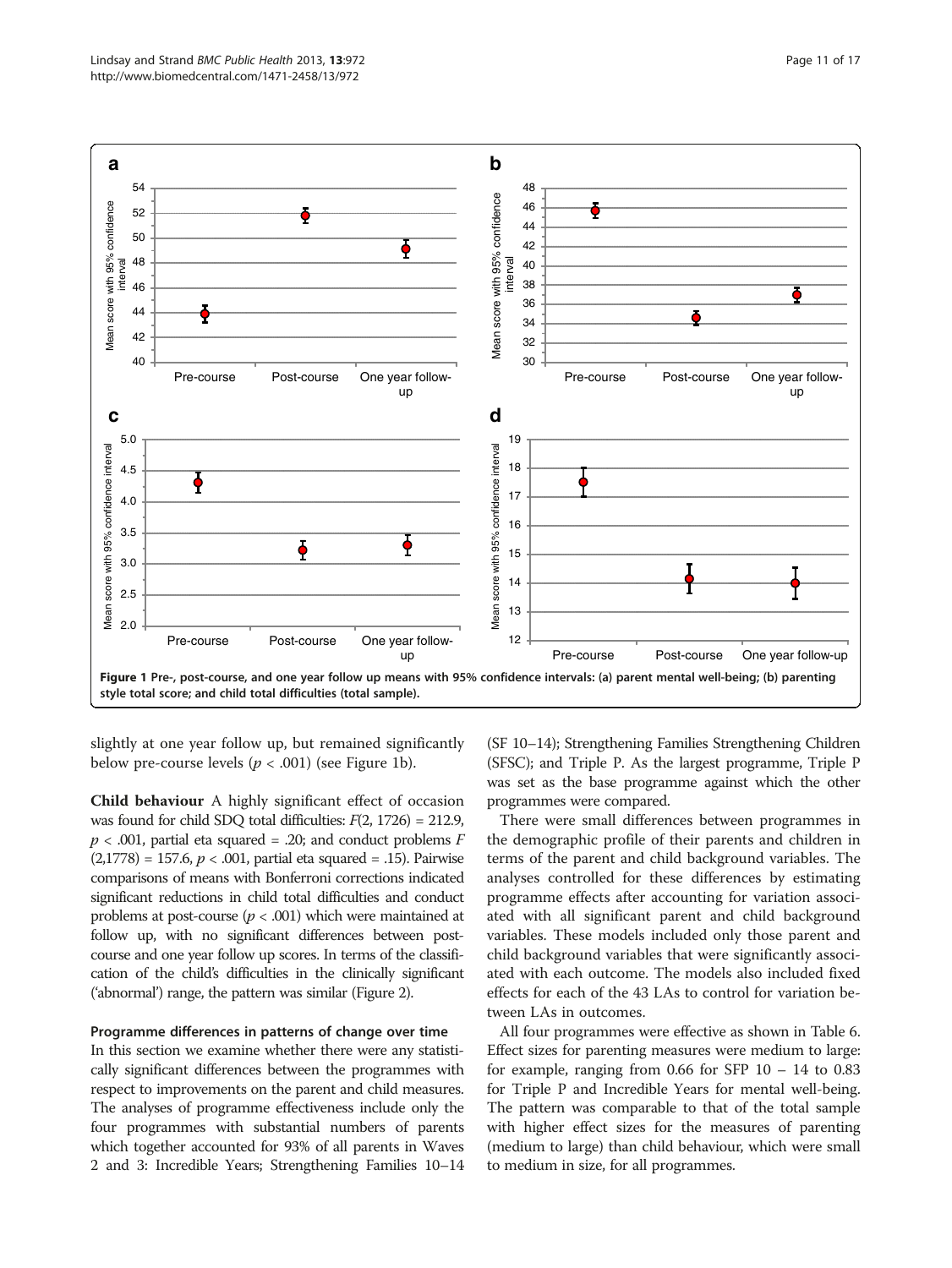Figure 1 Pre-, post-course, and one year follow up means with 95% confidence intervals: (a) parent mental well-being; (b) parenting style total score; and child total difficulties (total sample).

slightly at one year follow up, but remained significantly below pre-course levels ($p < .001$) (see Figure 1b).

**Child behaviour** A highly significant effect of occasion was found for child SDQ total difficulties: $F(2, 1726) = 212.9$, $p < .001$, partial eta squared = .20; and conduct problems $F(2,1778) = 157.6$, $p < .001$, partial eta squared = .15). Pairwise comparisons of means with Bonferroni corrections indicated significant reductions in child total difficulties and conduct problems at post-course ($p < .001$) which were maintained at follow up, with no significant differences between post-course and one year follow up scores. In terms of the classification of the child's difficulties in the clinically significant ('abnormal') range, the pattern was similar (Figure 2).

### Programme differences in patterns of change over time

In this section we examine whether there were any statistically significant differences between the programmes with respect to improvements on the parent and child measures. The analyses of programme effectiveness include only the four programmes with substantial numbers of parents which together accounted for 93% of all parents in Waves 2 and 3: Incredible Years; Strengthening Families 10–14 (SF 10–14); Strengthening Families Strengthening Children (SFSC); and Triple P. As the largest programme, Triple P was set as the base programme against which the other programmes were compared.

There were small differences between programmes in the demographic profile of their parents and children in terms of the parent and child background variables. The analyses controlled for these differences by estimating programme effects after accounting for variation associated with all significant parent and child background variables. These models included only those parent and child background variables that were significantly associated with each outcome. The models also included fixed effects for each of the 43 LAs to control for variation between LAs in outcomes.

All four programmes were effective as shown in Table 6. Effect sizes for parenting measures were medium to large: for example, ranging from 0.66 for SFP 10 – 14 to 0.83 for Triple P and Incredible Years for mental well-being. The pattern was comparable to that of the total sample with higher effect sizes for the measures of parenting (medium to large) than child behaviour, which were small to medium in size, for all programmes.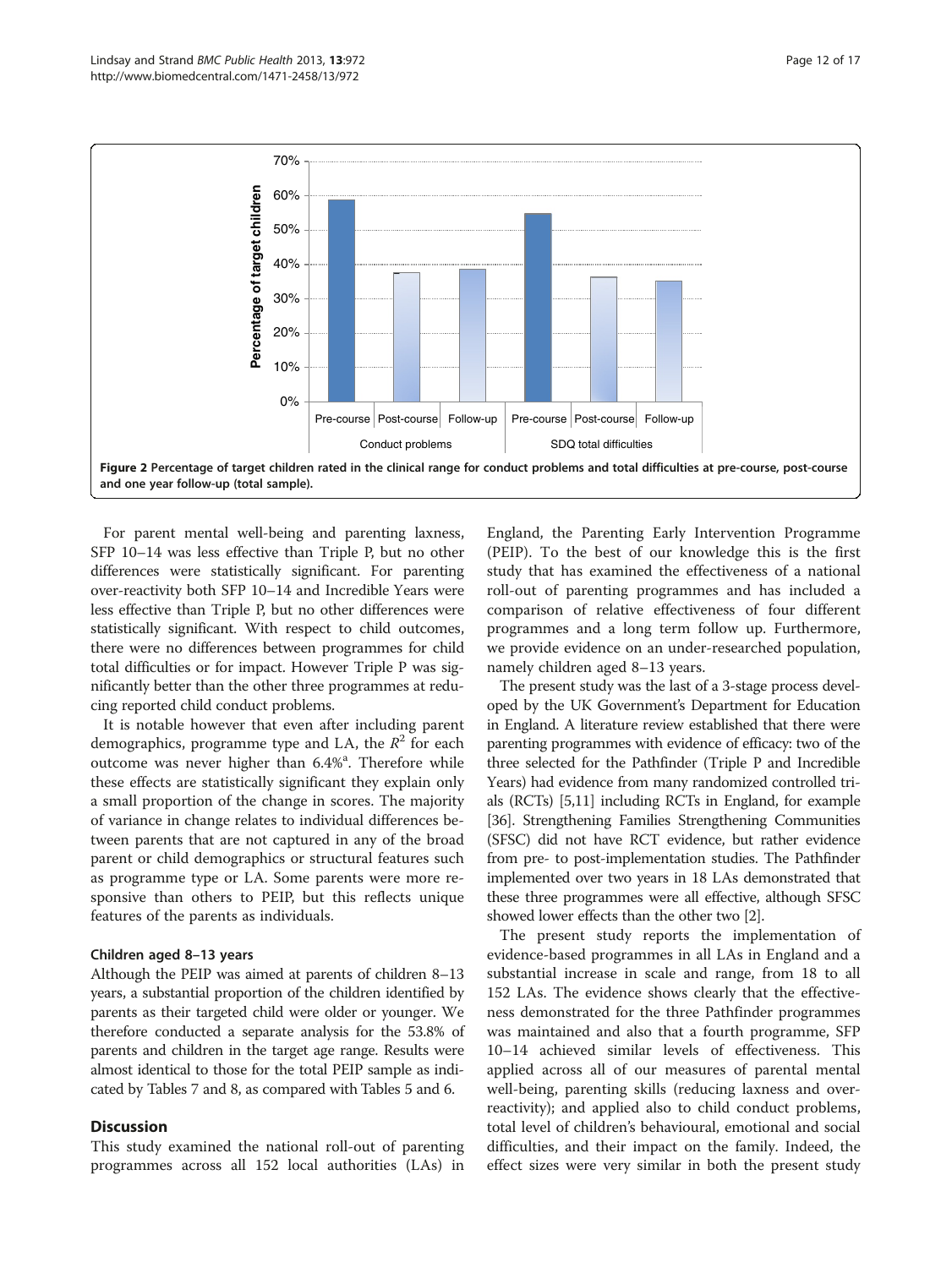**Figure 2 Percentage of target children rated in the clinical range for conduct problems and total difficulties at pre-course, post-course and one year follow-up (total sample).**

For parent mental well-being and parenting laxness, SFP 10–14 was less effective than Triple P, but no other differences were statistically significant. For parenting over-reactivity both SFP 10–14 and Incredible Years were less effective than Triple P, but no other differences were statistically significant. With respect to child outcomes, there were no differences between programmes for child total difficulties or for impact. However Triple P was significantly better than the other three programmes at reducing reported child conduct problems.

It is notable however that even after including parent demographics, programme type and LA, the $R^2$ for each outcome was never higher than 6.4%[a]. Therefore while these effects are statistically significant they explain only a small proportion of the change in scores. The majority of variance in change relates to individual differences between parents that are not captured in any of the broad parent or child demographics or structural features such as programme type or LA. Some parents were more responsive than others to PEIP, but this reflects unique features of the parents as individuals.

### Children aged 8–13 years

Although the PEIP was aimed at parents of children 8–13 years, a substantial proportion of the children identified by parents as their targeted child were older or younger. We therefore conducted a separate analysis for the 53.8% of parents and children in the target age range. Results were almost identical to those for the total PEIP sample as indicated by Tables 7 and 8, as compared with Tables 5 and 6.

## Discussion

This study examined the national roll-out of parenting programmes across all 152 local authorities (LAs) in England, the Parenting Early Intervention Programme (PEIP). To the best of our knowledge this is the first study that has examined the effectiveness of a national roll-out of parenting programmes and has included a comparison of relative effectiveness of four different programmes and a long term follow up. Furthermore, we provide evidence on an under-researched population, namely children aged 8–13 years.

The present study was the last of a 3-stage process developed by the UK Government's Department for Education in England. A literature review established that there were parenting programmes with evidence of efficacy: two of the three selected for the Pathfinder (Triple P and Incredible Years) had evidence from many randomized controlled trials (RCTs) [5,11] including RCTs in England, for example [36]. Strengthening Families Strengthening Communities (SFSC) did not have RCT evidence, but rather evidence from pre- to post-implementation studies. The Pathfinder implemented over two years in 18 LAs demonstrated that these three programmes were all effective, although SFSC showed lower effects than the other two [2].

The present study reports the implementation of evidence-based programmes in all LAs in England and a substantial increase in scale and range, from 18 to all 152 LAs. The evidence shows clearly that the effectiveness demonstrated for the three Pathfinder programmes was maintained and also that a fourth programme, SFP 10–14 achieved similar levels of effectiveness. This applied across all of our measures of parental mental well-being, parenting skills (reducing laxness and over-reactivity); and applied also to child conduct problems, total level of children's behavioural, emotional and social difficulties, and their impact on the family. Indeed, the effect sizes were very similar in both the present study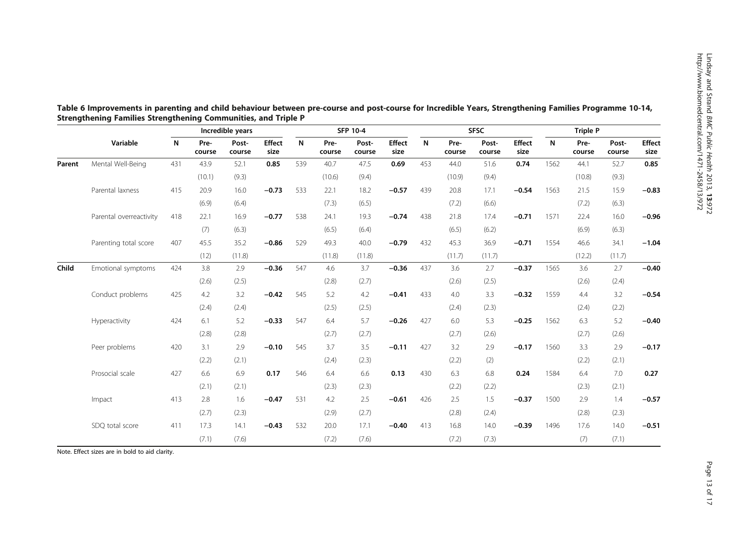**Table 6 Improvements in parenting and child behaviour between pre-course and post-course for Incredible Years, Strengthening Families Programme 10-14, Strengthening Families Strengthening Communities, and Triple P**

| | Variable | Incredible years | | | | SFP 10-4 | | | | SFSC | | | | Triple P | | | |
|---|---|---|---|---|---|---|---|---|---|---|---|---|---|---|---|---|---|
| | | N | Pre-course | Post-course | Effect size | N | Pre-course | Post-course | Effect size | N | Pre-course | Post-course | Effect size | N | Pre-course | Post-course | Effect size |
| Parent | Mental Well-Being | 431 | 43.9 | 52.1 | **0.85** | 539 | 40.7 | 47.5 | **0.69** | 453 | 44.0 | 51.6 | **0.74** | 1562 | 44.1 | 52.7 | **0.85** |
| | | | (10.1) | (9.3) | | | (10.6) | (9.4) | | | (10.9) | (9.4) | | | (10.8) | (9.3) | |
| | Parental laxness | 415 | 20.9 | 16.0 | **−0.73** | 533 | 22.1 | 18.2 | **−0.57** | 439 | 20.8 | 17.1 | **−0.54** | 1563 | 21.5 | 15.9 | **−0.83** |
| | | | (6.9) | (6.4) | | | (7.3) | (6.5) | | | (7.2) | (6.6) | | | (7.2) | (6.3) | |
| | Parental overreactivity | 418 | 22.1 | 16.9 | **−0.77** | 538 | 24.1 | 19.3 | **−0.74** | 438 | 21.8 | 17.4 | **−0.71** | 1571 | 22.4 | 16.0 | **−0.96** |
| | | | (7) | (6.3) | | | (6.5) | (6.4) | | | (6.5) | (6.2) | | | (6.9) | (6.3) | |
| | Parenting total score | 407 | 45.5 | 35.2 | **−0.86** | 529 | 49.3 | 40.0 | **−0.79** | 432 | 45.3 | 36.9 | **−0.71** | 1554 | 46.6 | 34.1 | **−1.04** |
| | | | (12) | (11.8) | | | (11.8) | (11.8) | | | (11.7) | (11.7) | | | (12.2) | (11.7) | |
| Child | Emotional symptoms | 424 | 3.8 | 2.9 | **−0.36** | 547 | 4.6 | 3.7 | **−0.36** | 437 | 3.6 | 2.7 | **−0.37** | 1565 | 3.6 | 2.7 | **−0.40** |
| | | | (2.6) | (2.5) | | | (2.8) | (2.7) | | | (2.6) | (2.5) | | | (2.6) | (2.4) | |
| | Conduct problems | 425 | 4.2 | 3.2 | **−0.42** | 545 | 5.2 | 4.2 | **−0.41** | 433 | 4.0 | 3.3 | **−0.32** | 1559 | 4.4 | 3.2 | **−0.54** |
| | | | (2.4) | (2.4) | | | (2.5) | (2.5) | | | (2.4) | (2.3) | | | (2.4) | (2.2) | |
| | Hyperactivity | 424 | 6.1 | 5.2 | **−0.33** | 547 | 6.4 | 5.7 | **−0.26** | 427 | 6.0 | 5.3 | **−0.25** | 1562 | 6.3 | 5.2 | **−0.40** |
| | | | (2.8) | (2.8) | | | (2.7) | (2.7) | | | (2.7) | (2.6) | | | (2.7) | (2.6) | |
| | Peer problems | 420 | 3.1 | 2.9 | **−0.10** | 545 | 3.7 | 3.5 | **−0.11** | 427 | 3.2 | 2.9 | **−0.17** | 1560 | 3.3 | 2.9 | **−0.17** |
| | | | (2.2) | (2.1) | | | (2.4) | (2.3) | | | (2.2) | (2) | | | (2.2) | (2.1) | |
| | Prosocial scale | 427 | 6.6 | 6.9 | **0.17** | 546 | 6.4 | 6.6 | **0.13** | 430 | 6.3 | 6.8 | **0.24** | 1584 | 6.4 | 7.0 | **0.27** |
| | | | (2.1) | (2.1) | | | (2.3) | (2.3) | | | (2.2) | (2.2) | | | (2.3) | (2.1) | |
| | Impact | 413 | 2.8 | 1.6 | **−0.47** | 531 | 4.2 | 2.5 | **−0.61** | 426 | 2.5 | 1.5 | **−0.37** | 1500 | 2.9 | 1.4 | **−0.57** |
| | | | (2.7) | (2.3) | | | (2.9) | (2.7) | | | (2.8) | (2.4) | | | (2.8) | (2.3) | |
| | SDQ total score | 411 | 17.3 | 14.1 | **−0.43** | 532 | 20.0 | 17.1 | **−0.40** | 413 | 16.8 | 14.0 | **−0.39** | 1496 | 17.6 | 14.0 | **−0.51** |
| | | | (7.1) | (7.6) | | | (7.2) | (7.6) | | | (7.2) | (7.3) | | | (7) | (7.1) | |

Note. Effect sizes are in bold to aid clarity.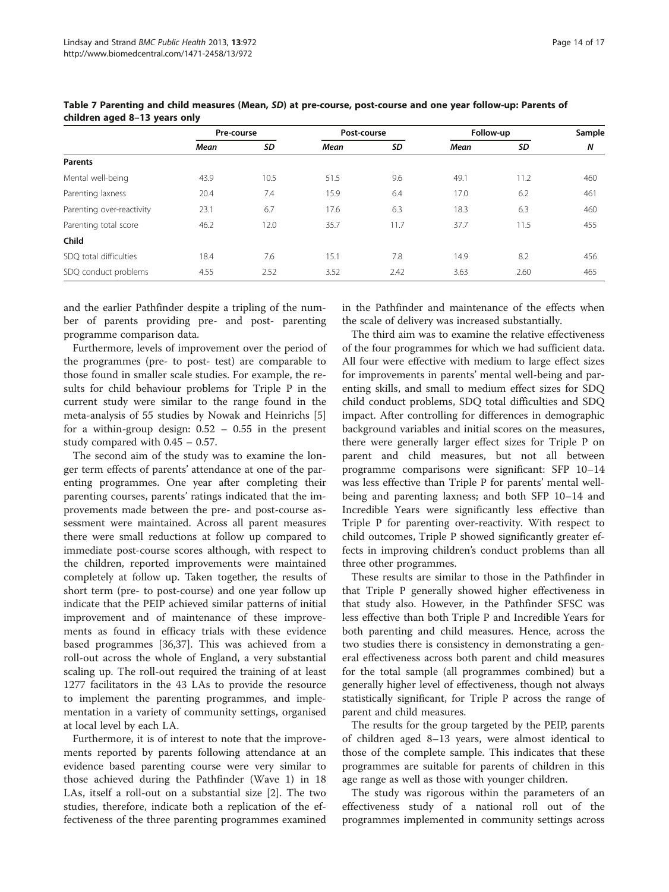**Table 7 Parenting and child measures (Mean, *SD*) at pre-course, post-course and one year follow-up: Parents of children aged 8–13 years only**

| | Pre-course | | Post-course | | Follow-up | | Sample |
|---|---|---|---|---|---|---|---|
| | *Mean* | *SD* | *Mean* | *SD* | *Mean* | *SD* | *N* |
| **Parents** | | | | | | | |
| Mental well-being | 43.9 | 10.5 | 51.5 | 9.6 | 49.1 | 11.2 | 460 |
| Parenting laxness | 20.4 | 7.4 | 15.9 | 6.4 | 17.0 | 6.2 | 461 |
| Parenting over-reactivity | 23.1 | 6.7 | 17.6 | 6.3 | 18.3 | 6.3 | 460 |
| Parenting total score | 46.2 | 12.0 | 35.7 | 11.7 | 37.7 | 11.5 | 455 |
| **Child** | | | | | | | |
| SDQ total difficulties | 18.4 | 7.6 | 15.1 | 7.8 | 14.9 | 8.2 | 456 |
| SDQ conduct problems | 4.55 | 2.52 | 3.52 | 2.42 | 3.63 | 2.60 | 465 |

and the earlier Pathfinder despite a tripling of the number of parents providing pre- and post- parenting programme comparison data.

Furthermore, levels of improvement over the period of the programmes (pre- to post- test) are comparable to those found in smaller scale studies. For example, the results for child behaviour problems for Triple P in the current study were similar to the range found in the meta-analysis of 55 studies by Nowak and Heinrichs [5] for a within-group design: 0.52 – 0.55 in the present study compared with 0.45 – 0.57.

The second aim of the study was to examine the longer term effects of parents' attendance at one of the parenting programmes. One year after completing their parenting courses, parents' ratings indicated that the improvements made between the pre- and post-course assessment were maintained. Across all parent measures there were small reductions at follow up compared to immediate post-course scores although, with respect to the children, reported improvements were maintained completely at follow up. Taken together, the results of short term (pre- to post-course) and one year follow up indicate that the PEIP achieved similar patterns of initial improvement and of maintenance of these improvements as found in efficacy trials with these evidence based programmes [36,37]. This was achieved from a roll-out across the whole of England, a very substantial scaling up. The roll-out required the training of at least 1277 facilitators in the 43 LAs to provide the resource to implement the parenting programmes, and implementation in a variety of community settings, organised at local level by each LA.

Furthermore, it is of interest to note that the improvements reported by parents following attendance at an evidence based parenting course were very similar to those achieved during the Pathfinder (Wave 1) in 18 LAs, itself a roll-out on a substantial size [2]. The two studies, therefore, indicate both a replication of the effectiveness of the three parenting programmes examined in the Pathfinder and maintenance of the effects when the scale of delivery was increased substantially.

The third aim was to examine the relative effectiveness of the four programmes for which we had sufficient data. All four were effective with medium to large effect sizes for improvements in parents' mental well-being and parenting skills, and small to medium effect sizes for SDQ child conduct problems, SDQ total difficulties and SDQ impact. After controlling for differences in demographic background variables and initial scores on the measures, there were generally larger effect sizes for Triple P on parent and child measures, but not all between programme comparisons were significant: SFP 10–14 was less effective than Triple P for parents' mental well-being and parenting laxness; and both SFP 10–14 and Incredible Years were significantly less effective than Triple P for parenting over-reactivity. With respect to child outcomes, Triple P showed significantly greater effects in improving children's conduct problems than all three other programmes.

These results are similar to those in the Pathfinder in that Triple P generally showed higher effectiveness in that study also. However, in the Pathfinder SFSC was less effective than both Triple P and Incredible Years for both parenting and child measures. Hence, across the two studies there is consistency in demonstrating a general effectiveness across both parent and child measures for the total sample (all programmes combined) but a generally higher level of effectiveness, though not always statistically significant, for Triple P across the range of parent and child measures.

The results for the group targeted by the PEIP, parents of children aged 8–13 years, were almost identical to those of the complete sample. This indicates that these programmes are suitable for parents of children in this age range as well as those with younger children.

The study was rigorous within the parameters of an effectiveness study of a national roll out of the programmes implemented in community settings across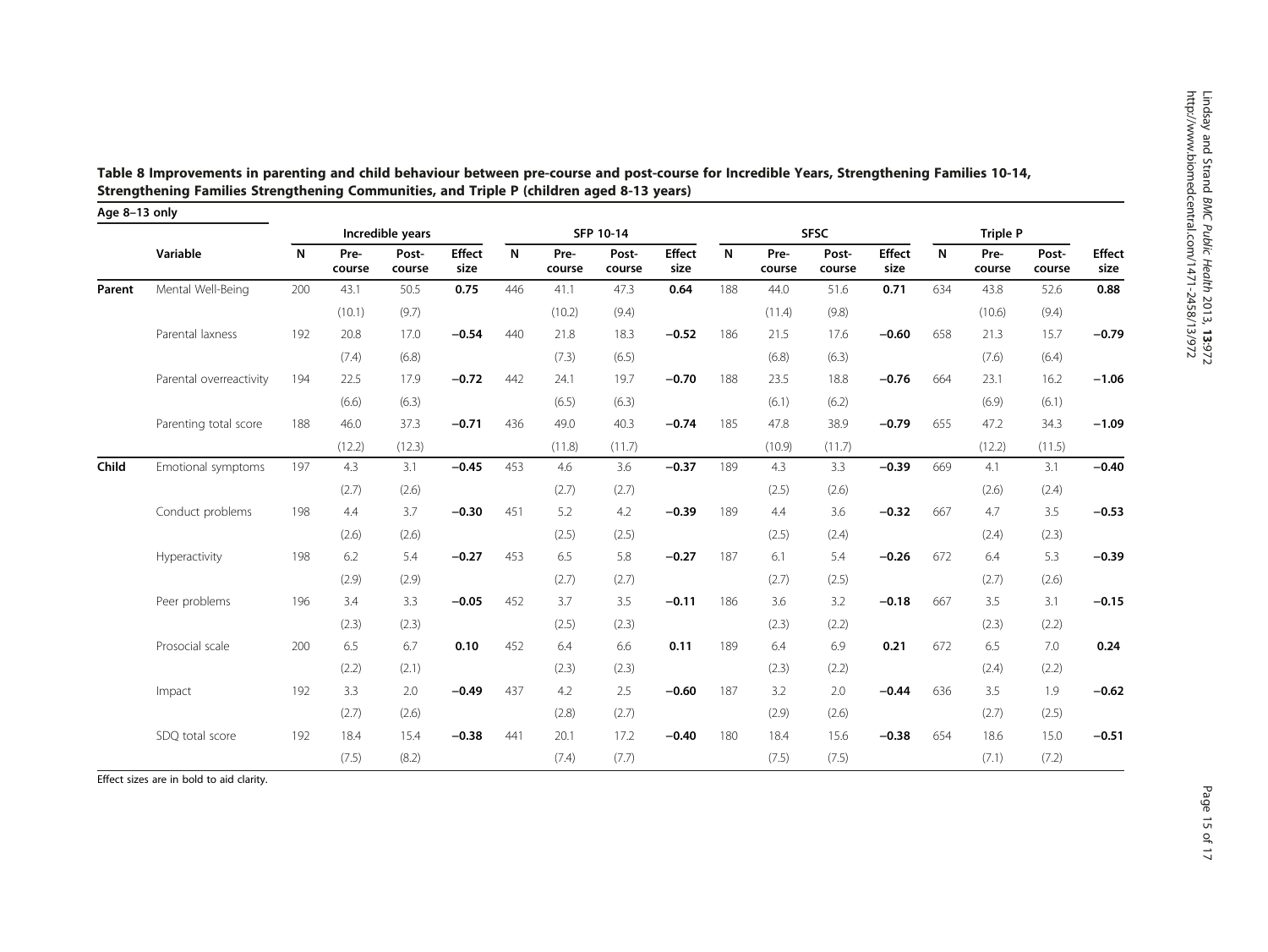**Table 8 Improvements in parenting and child behaviour between pre-course and post-course for Incredible Years, Strengthening Families 10-14, Strengthening Families Strengthening Communities, and Triple P (children aged 8-13 years)**

| Age 8–13 only | | Incredible years | | | | SFP 10-14 | | | | SFSC | | | | Triple P | | | |
|---|---|---|---|---|---|---|---|---|---|---|---|---|---|---|---|---|---|
| | Variable | N | Pre-course | Post-course | Effect size | N | Pre-course | Post-course | Effect size | N | Pre-course | Post-course | Effect size | N | Pre-course | Post-course | Effect size |
| Parent | Mental Well-Being | 200 | 43.1 | 50.5 | **0.75** | 446 | 41.1 | 47.3 | **0.64** | 188 | 44.0 | 51.6 | **0.71** | 634 | 43.8 | 52.6 | **0.88** |
| | | | (10.1) | (9.7) | | | (10.2) | (9.4) | | | (11.4) | (9.8) | | | (10.6) | (9.4) | |
| | Parental laxness | 192 | 20.8 | 17.0 | **−0.54** | 440 | 21.8 | 18.3 | **−0.52** | 186 | 21.5 | 17.6 | **−0.60** | 658 | 21.3 | 15.7 | **−0.79** |
| | | | (7.4) | (6.8) | | | (7.3) | (6.5) | | | (6.8) | (6.3) | | | (7.6) | (6.4) | |
| | Parental overreactivity | 194 | 22.5 | 17.9 | **−0.72** | 442 | 24.1 | 19.7 | **−0.70** | 188 | 23.5 | 18.8 | **−0.76** | 664 | 23.1 | 16.2 | **−1.06** |
| | | | (6.6) | (6.3) | | | (6.5) | (6.3) | | | (6.1) | (6.2) | | | (6.9) | (6.1) | |
| | Parenting total score | 188 | 46.0 | 37.3 | **−0.71** | 436 | 49.0 | 40.3 | **−0.74** | 185 | 47.8 | 38.9 | **−0.79** | 655 | 47.2 | 34.3 | **−1.09** |
| | | | (12.2) | (12.3) | | | (11.8) | (11.7) | | | (10.9) | (11.7) | | | (12.2) | (11.5) | |
| Child | Emotional symptoms | 197 | 4.3 | 3.1 | **−0.45** | 453 | 4.6 | 3.6 | **−0.37** | 189 | 4.3 | 3.3 | **−0.39** | 669 | 4.1 | 3.1 | **−0.40** |
| | | | (2.7) | (2.6) | | | (2.7) | (2.7) | | | (2.5) | (2.6) | | | (2.6) | (2.4) | |
| | Conduct problems | 198 | 4.4 | 3.7 | **−0.30** | 451 | 5.2 | 4.2 | **−0.39** | 189 | 4.4 | 3.6 | **−0.32** | 667 | 4.7 | 3.5 | **−0.53** |
| | | | (2.6) | (2.6) | | | (2.5) | (2.5) | | | (2.5) | (2.4) | | | (2.4) | (2.3) | |
| | Hyperactivity | 198 | 6.2 | 5.4 | **−0.27** | 453 | 6.5 | 5.8 | **−0.27** | 187 | 6.1 | 5.4 | **−0.26** | 672 | 6.4 | 5.3 | **−0.39** |
| | | | (2.9) | (2.9) | | | (2.7) | (2.7) | | | (2.7) | (2.5) | | | (2.7) | (2.6) | |
| | Peer problems | 196 | 3.4 | 3.3 | **−0.05** | 452 | 3.7 | 3.5 | **−0.11** | 186 | 3.6 | 3.2 | **−0.18** | 667 | 3.5 | 3.1 | **−0.15** |
| | | | (2.3) | (2.3) | | | (2.5) | (2.3) | | | (2.3) | (2.2) | | | (2.3) | (2.2) | |
| | Prosocial scale | 200 | 6.5 | 6.7 | **0.10** | 452 | 6.4 | 6.6 | **0.11** | 189 | 6.4 | 6.9 | **0.21** | 672 | 6.5 | 7.0 | **0.24** |
| | | | (2.2) | (2.1) | | | (2.3) | (2.3) | | | (2.3) | (2.2) | | | (2.4) | (2.2) | |
| | Impact | 192 | 3.3 | 2.0 | **−0.49** | 437 | 4.2 | 2.5 | **−0.60** | 187 | 3.2 | 2.0 | **−0.44** | 636 | 3.5 | 1.9 | **−0.62** |
| | | | (2.7) | (2.6) | | | (2.8) | (2.7) | | | (2.9) | (2.6) | | | (2.7) | (2.5) | |
| | SDQ total score | 192 | 18.4 | 15.4 | **−0.38** | 441 | 20.1 | 17.2 | **−0.40** | 180 | 18.4 | 15.6 | **−0.38** | 654 | 18.6 | 15.0 | **−0.51** |
| | | | (7.5) | (8.2) | | | (7.4) | (7.7) | | | (7.5) | (7.5) | | | (7.1) | (7.2) | |

Effect sizes are in bold to aid clarity.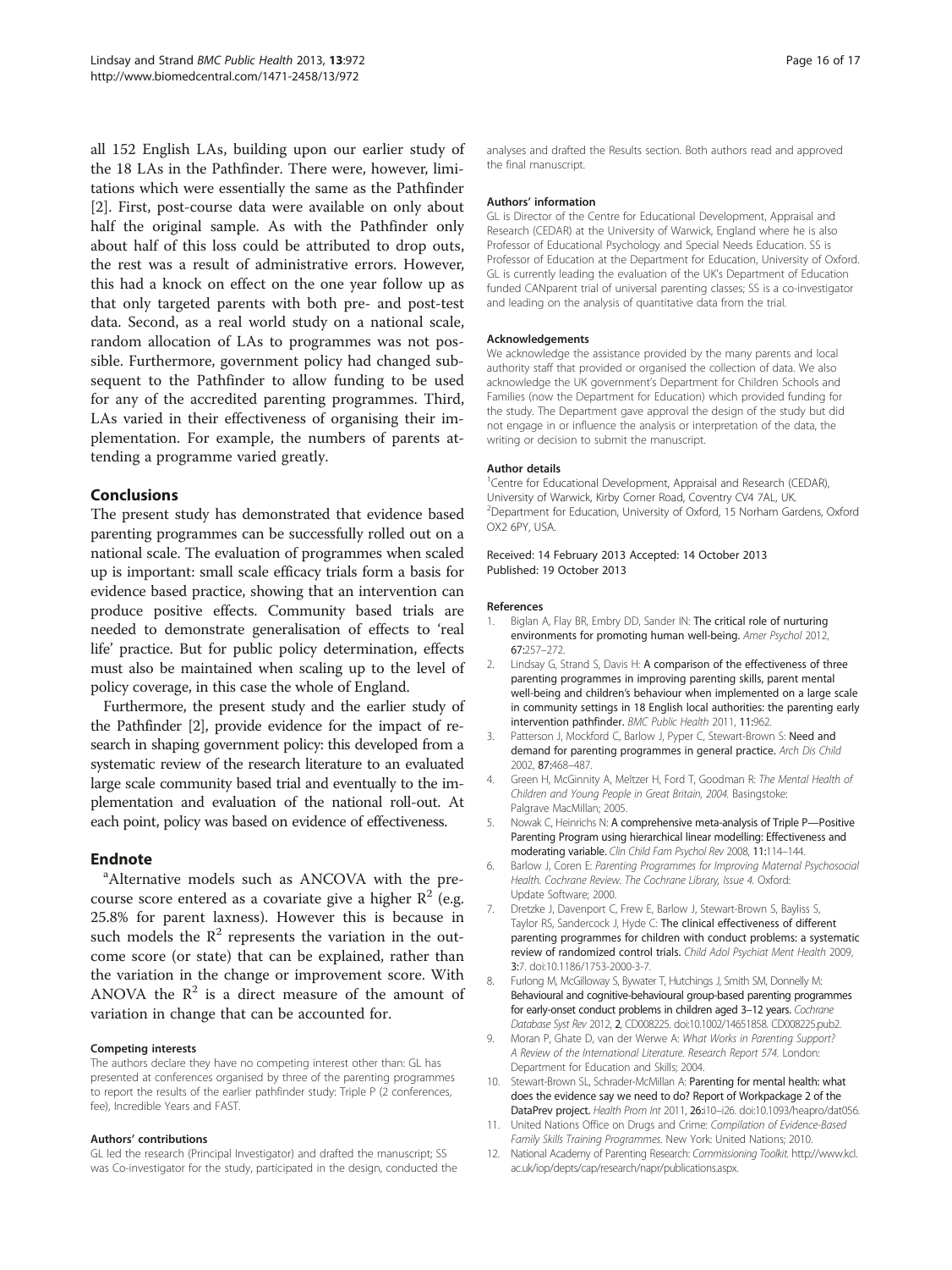all 152 English LAs, building upon our earlier study of the 18 LAs in the Pathfinder. There were, however, limitations which were essentially the same as the Pathfinder [2]. First, post-course data were available on only about half the original sample. As with the Pathfinder only about half of this loss could be attributed to drop outs, the rest was a result of administrative errors. However, this had a knock on effect on the one year follow up as that only targeted parents with both pre- and post-test data. Second, as a real world study on a national scale, random allocation of LAs to programmes was not possible. Furthermore, government policy had changed subsequent to the Pathfinder to allow funding to be used for any of the accredited parenting programmes. Third, LAs varied in their effectiveness of organising their implementation. For example, the numbers of parents attending a programme varied greatly.

## Conclusions

The present study has demonstrated that evidence based parenting programmes can be successfully rolled out on a national scale. The evaluation of programmes when scaled up is important: small scale efficacy trials form a basis for evidence based practice, showing that an intervention can produce positive effects. Community based trials are needed to demonstrate generalisation of effects to 'real life' practice. But for public policy determination, effects must also be maintained when scaling up to the level of policy coverage, in this case the whole of England.

Furthermore, the present study and the earlier study of the Pathfinder [2], provide evidence for the impact of research in shaping government policy: this developed from a systematic review of the research literature to an evaluated large scale community based trial and eventually to the implementation and evaluation of the national roll-out. At each point, policy was based on evidence of effectiveness.

## Endnote

[a]Alternative models such as ANCOVA with the pre-course score entered as a covariate give a higher $R^2$ (e.g. 25.8% for parent laxness). However this is because in such models the $R^2$ represents the variation in the outcome score (or state) that can be explained, rather than the variation in the change or improvement score. With ANOVA the $R^2$ is a direct measure of the amount of variation in change that can be accounted for.

#### Competing interests

The authors declare they have no competing interest other than: GL has presented at conferences organised by three of the parenting programmes to report the results of the earlier pathfinder study: Triple P (2 conferences, fee), Incredible Years and FAST.

#### Authors' contributions

GL led the research (Principal Investigator) and drafted the manuscript; SS was Co-investigator for the study, participated in the design, conducted the analyses and drafted the Results section. Both authors read and approved the final manuscript.

#### Authors' information

GL is Director of the Centre for Educational Development, Appraisal and Research (CEDAR) at the University of Warwick, England where he is also Professor of Educational Psychology and Special Needs Education. SS is Professor of Education at the Department for Education, University of Oxford. GL is currently leading the evaluation of the UK's Department of Education funded CANparent trial of universal parenting classes; SS is a co-investigator and leading on the analysis of quantitative data from the trial.

#### Acknowledgements

We acknowledge the assistance provided by the many parents and local authority staff that provided or organised the collection of data. We also acknowledge the UK government's Department for Children Schools and Families (now the Department for Education) which provided funding for the study. The Department gave approval the design of the study but did not engage in or influence the analysis or interpretation of the data, the writing or decision to submit the manuscript.

#### Author details

[1]Centre for Educational Development, Appraisal and Research (CEDAR), University of Warwick, Kirby Corner Road, Coventry CV4 7AL, UK. [2]Department for Education, University of Oxford, 15 Norham Gardens, Oxford OX2 6PY, USA.

Received: 14 February 2013 Accepted: 14 October 2013
Published: 19 October 2013

#### References

1. Biglan A, Flay BR, Embry DD, Sander IN: **The critical role of nurturing environments for promoting human well-being.** *Amer Psychol* 2012, **67:**257–272.
2. Lindsay G, Strand S, Davis H: **A comparison of the effectiveness of three parenting programmes in improving parenting skills, parent mental well-being and children's behaviour when implemented on a large scale in community settings in 18 English local authorities: the parenting early intervention pathfinder.** *BMC Public Health* 2011, **11:**962.
3. Patterson J, Mockford C, Barlow J, Pyper C, Stewart-Brown S: **Need and demand for parenting programmes in general practice.** *Arch Dis Child* 2002, **87:**468–487.
4. Green H, McGinnity A, Meltzer H, Ford T, Goodman R: *The Mental Health of Children and Young People in Great Britain, 2004.* Basingstoke: Palgrave MacMillan; 2005.
5. Nowak C, Heinrichs N: **A comprehensive meta-analysis of Triple P—Positive Parenting Program using hierarchical linear modelling: Effectiveness and moderating variable.** *Clin Child Fam Psychol Rev* 2008, **11:**114–144.
6. Barlow J, Coren E: *Parenting Programmes for Improving Maternal Psychosocial Health. Cochrane Review. The Cochrane Library, Issue 4.* Oxford: Update Software; 2000.
7. Dretzke J, Davenport C, Frew E, Barlow J, Stewart-Brown S, Bayliss S, Taylor RS, Sandercock J, Hyde C: **The clinical effectiveness of different parenting programmes for children with conduct problems: a systematic review of randomized control trials.** *Child Adol Psychiat Ment Health* 2009, **3:**7. doi:10.1186/1753-2000-3-7.
8. Furlong M, McGilloway S, Bywater T, Hutchings J, Smith SM, Donnelly M: **Behavioural and cognitive-behavioural group-based parenting programmes for early-onset conduct problems in children aged 3–12 years.** *Cochrane Database Syst Rev* 2012, **2**, CD008225. doi:10.1002/14651858. CD008225.pub2.
9. Moran P, Ghate D, van der Werwe A: *What Works in Parenting Support? A Review of the International Literature. Research Report 574.* London: Department for Education and Skills; 2004.
10. Stewart-Brown SL, Schrader-McMillan A: **Parenting for mental health: what does the evidence say we need to do? Report of Workpackage 2 of the DataPrev project.** *Health Prom Int* 2011, **26:**i10–i26. doi:10.1093/heapro/dat056.
11. United Nations Office on Drugs and Crime: *Compilation of Evidence-Based Family Skills Training Programmes.* New York: United Nations; 2010.
12. National Academy of Parenting Research: *Commissioning Toolkit.* http://www.kcl.ac.uk/iop/depts/cap/research/napr/publications.aspx.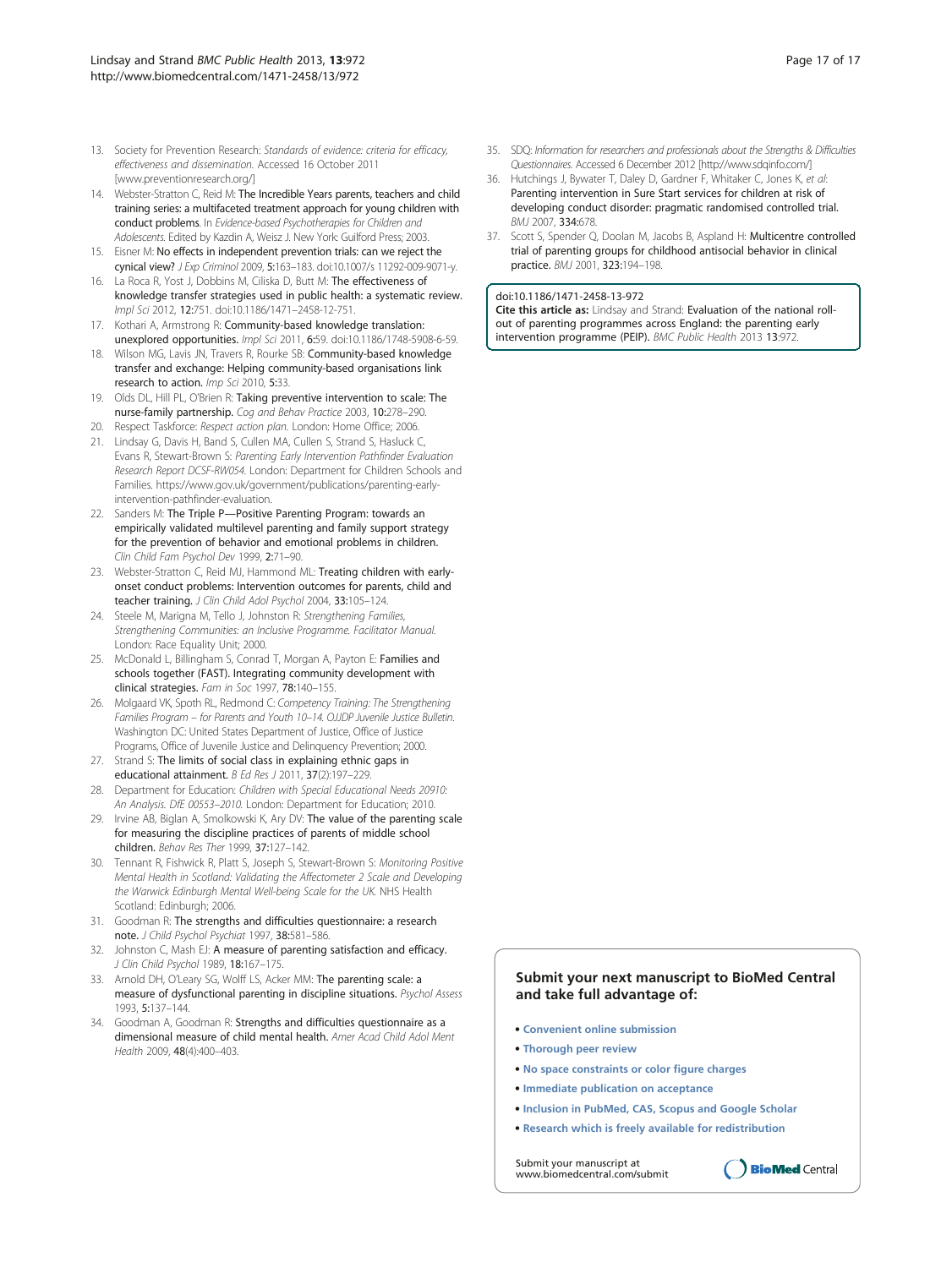13. Society for Prevention Research: *Standards of evidence: criteria for efficacy, effectiveness and dissemination.* Accessed 16 October 2011 [www.preventionresearch.org/]
14. Webster-Stratton C, Reid M: **The Incredible Years parents, teachers and child training series: a multifaceted treatment approach for young children with conduct problems.** In *Evidence-based Psychotherapies for Children and Adolescents.* Edited by Kazdin A, Weisz J. New York: Guilford Press; 2003.
15. Eisner M: **No effects in independent prevention trials: can we reject the cynical view?** *J Exp Criminol* 2009, **5:**163–183. doi:10.1007/s 11292-009-9071-y.
16. La Roca R, Yost J, Dobbins M, Ciliska D, Butt M: **The effectiveness of knowledge transfer strategies used in public health: a systematic review.** *Impl Sci* 2012, **12:**751. doi:10.1186/1471–2458-12-751.
17. Kothari A, Armstrong R: **Community-based knowledge translation: unexplored opportunities.** *Impl Sci* 2011, **6:**59. doi:10.1186/1748-5908-6-59.
18. Wilson MG, Lavis JN, Travers R, Rourke SB: **Community-based knowledge transfer and exchange: Helping community-based organisations link research to action.** *Imp Sci* 2010, **5:**33.
19. Olds DL, Hill PL, O'Brien R: **Taking preventive intervention to scale: The nurse-family partnership.** *Cog and Behav Practice* 2003, **10:**278–290.
20. Respect Taskforce: *Respect action plan.* London: Home Office; 2006.
21. Lindsay G, Davis H, Band S, Cullen MA, Cullen S, Strand S, Hasluck C, Evans R, Stewart-Brown S: *Parenting Early Intervention Pathfinder Evaluation Research Report DCSF-RW054.* London: Department for Children Schools and Families. https://www.gov.uk/government/publications/parenting-early-intervention-pathfinder-evaluation.
22. Sanders M: **The Triple P—Positive Parenting Program: towards an empirically validated multilevel parenting and family support strategy for the prevention of behavior and emotional problems in children.** *Clin Child Fam Psychol Dev* 1999, **2:**71–90.
23. Webster-Stratton C, Reid MJ, Hammond ML: **Treating children with early-onset conduct problems: Intervention outcomes for parents, child and teacher training.** *J Clin Child Adol Psychol* 2004, **33:**105–124.
24. Steele M, Marigna M, Tello J, Johnston R: *Strengthening Families, Strengthening Communities: an Inclusive Programme. Facilitator Manual.* London: Race Equality Unit; 2000.
25. McDonald L, Billingham S, Conrad T, Morgan A, Payton E: **Families and schools together (FAST). Integrating community development with clinical strategies.** *Fam in Soc* 1997, **78:**140–155.
26. Molgaard VK, Spoth RL, Redmond C: *Competency Training: The Strengthening Families Program – for Parents and Youth 10–14. OJJDP Juvenile Justice Bulletin.* Washington DC: United States Department of Justice, Office of Justice Programs, Office of Juvenile Justice and Delinquency Prevention; 2000.
27. Strand S: **The limits of social class in explaining ethnic gaps in educational attainment.** *B Ed Res J* 2011, **37**(2):197–229.
28. Department for Education: *Children with Special Educational Needs 20910: An Analysis. DfE 00553–2010.* London: Department for Education; 2010.
29. Irvine AB, Biglan A, Smolkowski K, Ary DV: **The value of the parenting scale for measuring the discipline practices of parents of middle school children.** *Behav Res Ther* 1999, **37:**127–142.
30. Tennant R, Fishwick R, Platt S, Joseph S, Stewart-Brown S: *Monitoring Positive Mental Health in Scotland: Validating the Affectometer 2 Scale and Developing the Warwick Edinburgh Mental Well-being Scale for the UK.* NHS Health Scotland: Edinburgh; 2006.
31. Goodman R: **The strengths and difficulties questionnaire: a research note.** *J Child Psychol Psychiat* 1997, **38:**581–586.
32. Johnston C, Mash EJ: **A measure of parenting satisfaction and efficacy.** *J Clin Child Psychol* 1989, **18:**167–175.
33. Arnold DH, O'Leary SG, Wolff LS, Acker MM: **The parenting scale: a measure of dysfunctional parenting in discipline situations.** *Psychol Assess* 1993, **5:**137–144.
34. Goodman A, Goodman R: **Strengths and difficulties questionnaire as a dimensional measure of child mental health.** *Amer Acad Child Adol Ment Health* 2009, **48**(4):400–403.
35. SDQ: *Information for researchers and professionals about the Strengths & Difficulties Questionnaires.* Accessed 6 December 2012 [http://www.sdqinfo.com/]
36. Hutchings J, Bywater T, Daley D, Gardner F, Whitaker C, Jones K, *et al*: **Parenting intervention in Sure Start services for children at risk of developing conduct disorder: pragmatic randomised controlled trial.** *BMJ* 2007, **334:**678.
37. Scott S, Spender Q, Doolan M, Jacobs B, Aspland H: **Multicentre controlled trial of parenting groups for childhood antisocial behavior in clinical practice.** *BMJ* 2001, **323:**194–198.

doi:10.1186/1471-2458-13-972

**Cite this article as:** Lindsay and Strand: Evaluation of the national roll-out of parenting programmes across England: the parenting early intervention programme (PEIP). *BMC Public Health* 2013 **13**:972.

**Submit your next manuscript to BioMed Central and take full advantage of:**

- **Convenient online submission**
- **Thorough peer review**
- **No space constraints or color figure charges**
- **Immediate publication on acceptance**
- **Inclusion in PubMed, CAS, Scopus and Google Scholar**
- **Research which is freely available for redistribution**

Submit your manuscript at
www.biomedcentral.com/submit

BioMed Central